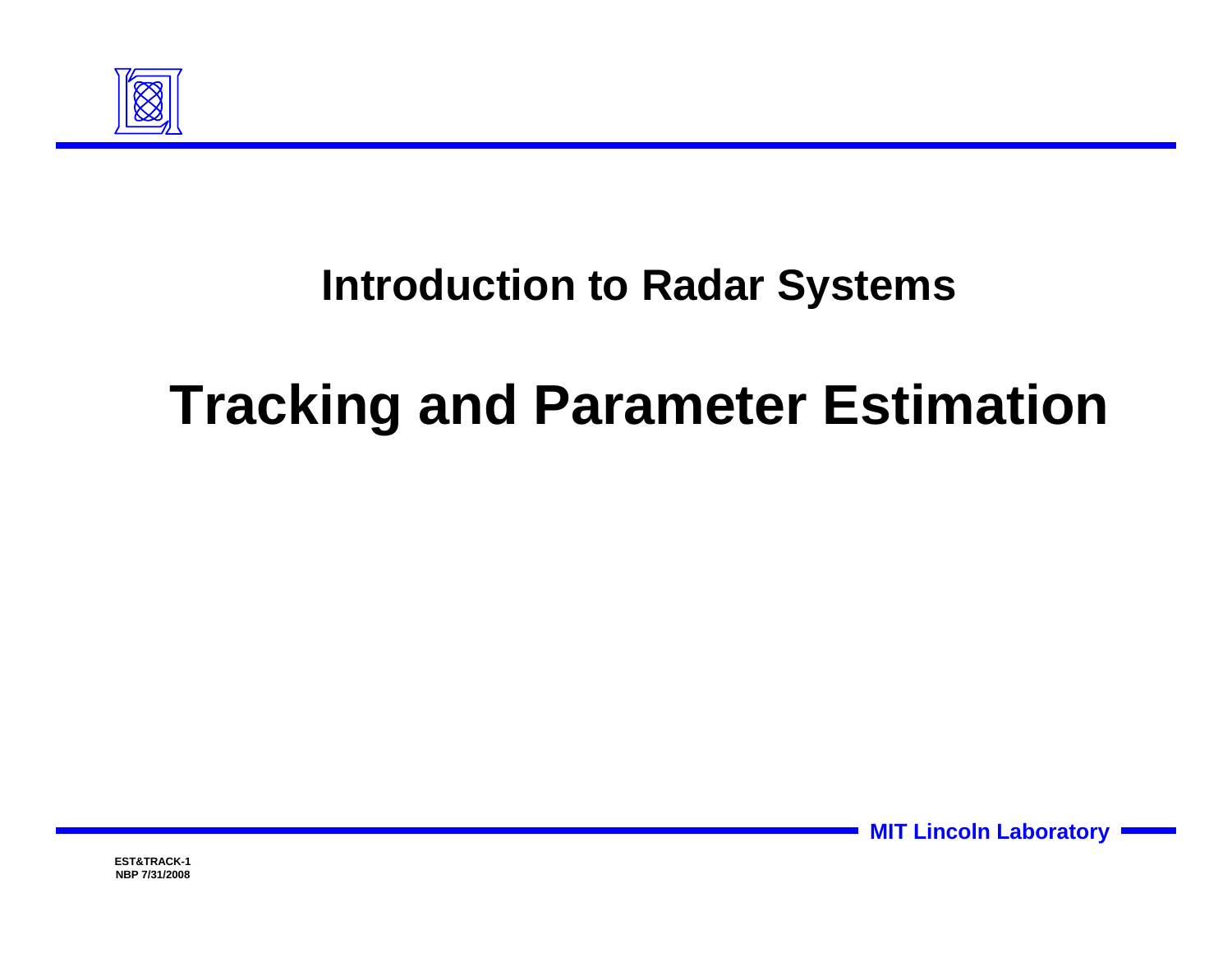## Introduction to Radar Systems

# Tracking and Parameter Estimation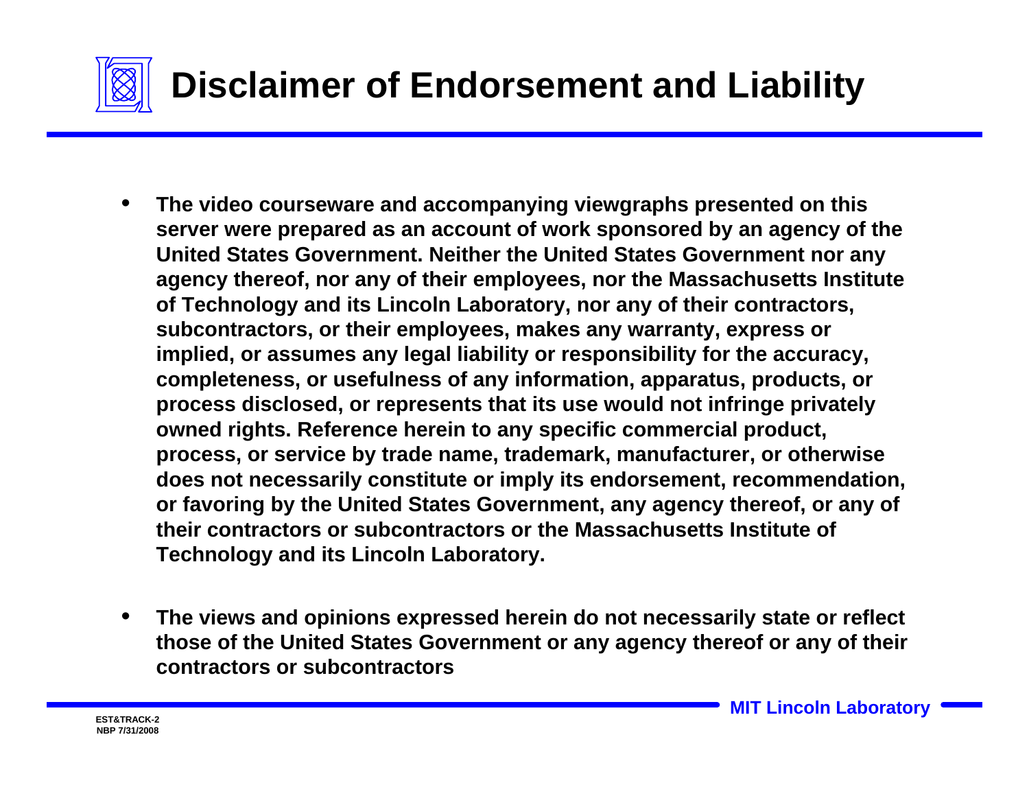# Disclaimer of Endorsement and Liability

- The video courseware and accompanying viewgraphs presented on this server were prepared as an account of work sponsored by an agency of the United States Government. Neither the United States Government nor any agency thereof, nor any of their employees, nor the Massachusetts Institute of Technology and its Lincoln Laboratory, nor any of their contractors, subcontractors, or their employees, makes any warranty, express or implied, or assumes any legal liability or responsibility for the accuracy, completeness, or usefulness of any information, apparatus, products, or process disclosed, or represents that its use would not infringe privately owned rights. Reference herein to any specific commercial product, process, or service by trade name, trademark, manufacturer, or otherwise does not necessarily constitute or imply its endorsement, recommendation, or favoring by the United States Government, any agency thereof, or any of their contractors or subcontractors or the Massachusetts Institute of Technology and its Lincoln Laboratory.

- The views and opinions expressed herein do not necessarily state or reflect those of the United States Government or any agency thereof or any of their contractors or subcontractors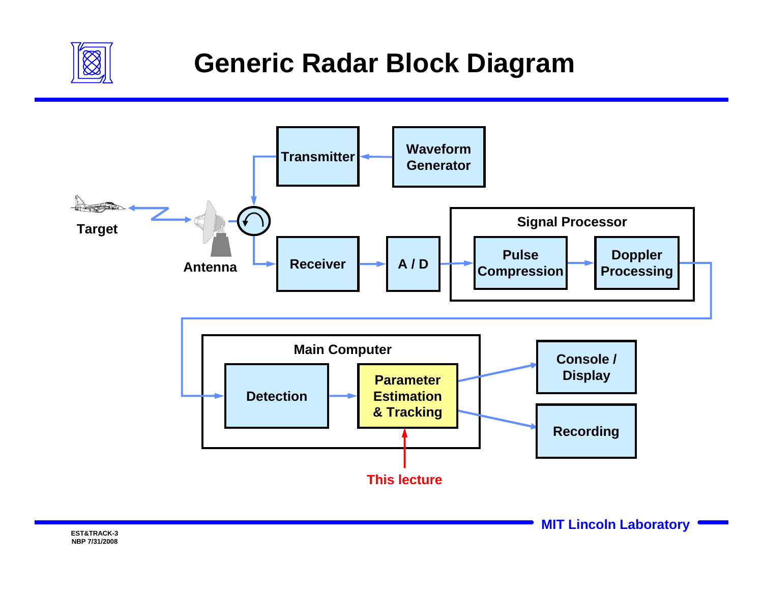# Generic Radar Block Diagram

Transmitter

Waveform Generator

Target

Antenna

Receiver

A / D

Signal Processor

Pulse Compression

Doppler Processing

Main Computer

Detection

Parameter Estimation & Tracking

Console / Display

Recording

This lecture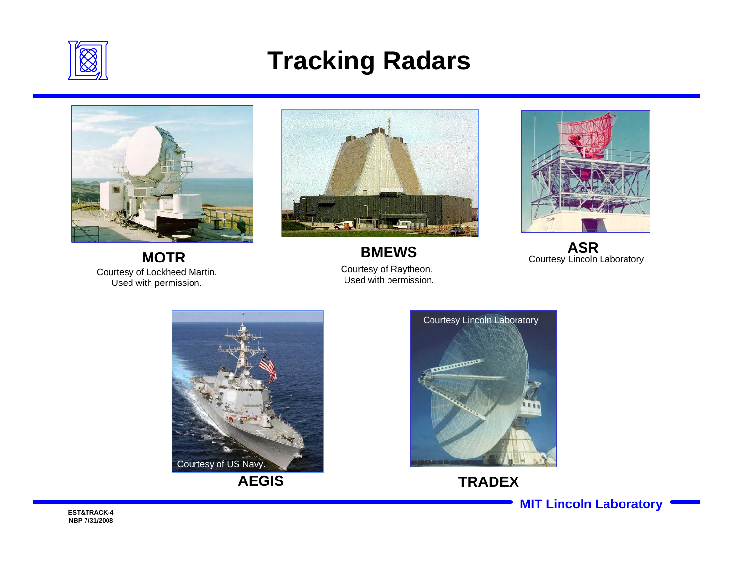# Tracking Radars

**MOTR**

Courtesy of Lockheed Martin.
Used with permission.

**BMEWS**

Courtesy of Raytheon.
Used with permission.

**ASR**

Courtesy Lincoln Laboratory

Courtesy of US Navy.

**AEGIS**

Courtesy Lincoln Laboratory

**TRADEX**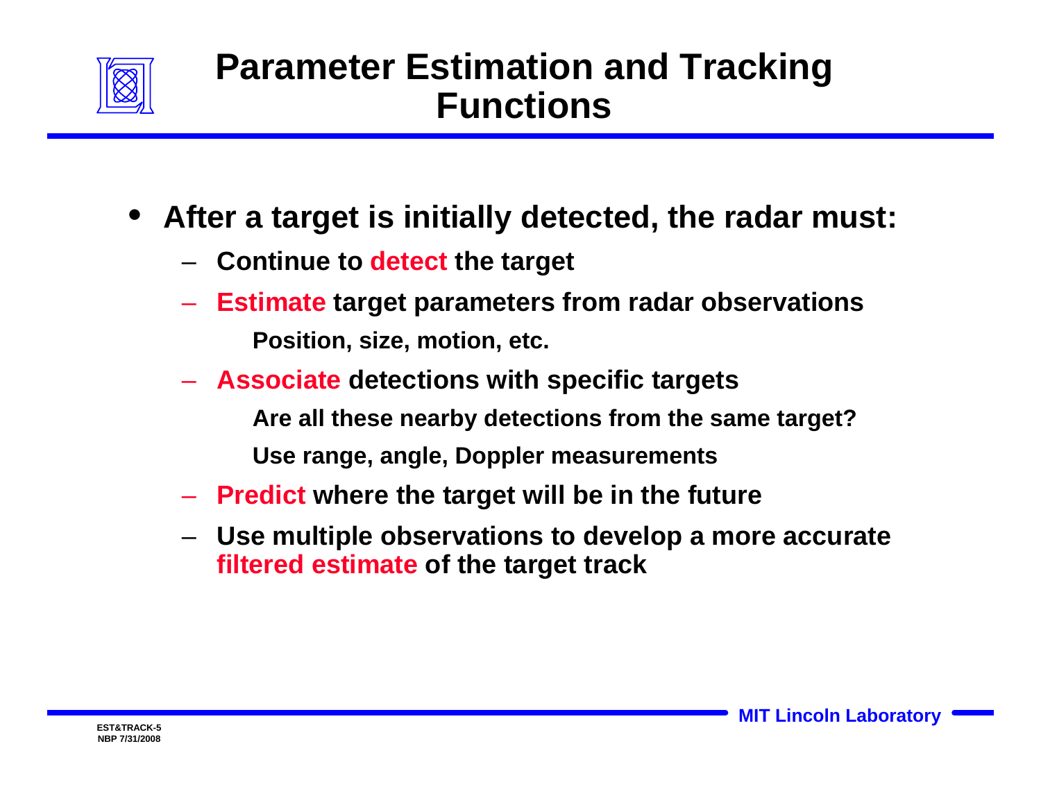# Parameter Estimation and Tracking Functions

- **After a target is initially detected, the radar must:**
  - **Continue to detect the target**
  - **Estimate target parameters from radar observations**
    - **Position, size, motion, etc.**
  - **Associate detections with specific targets**
    - **Are all these nearby detections from the same target?**
    - **Use range, angle, Doppler measurements**
  - **Predict where the target will be in the future**
  - **Use multiple observations to develop a more accurate filtered estimate of the target track**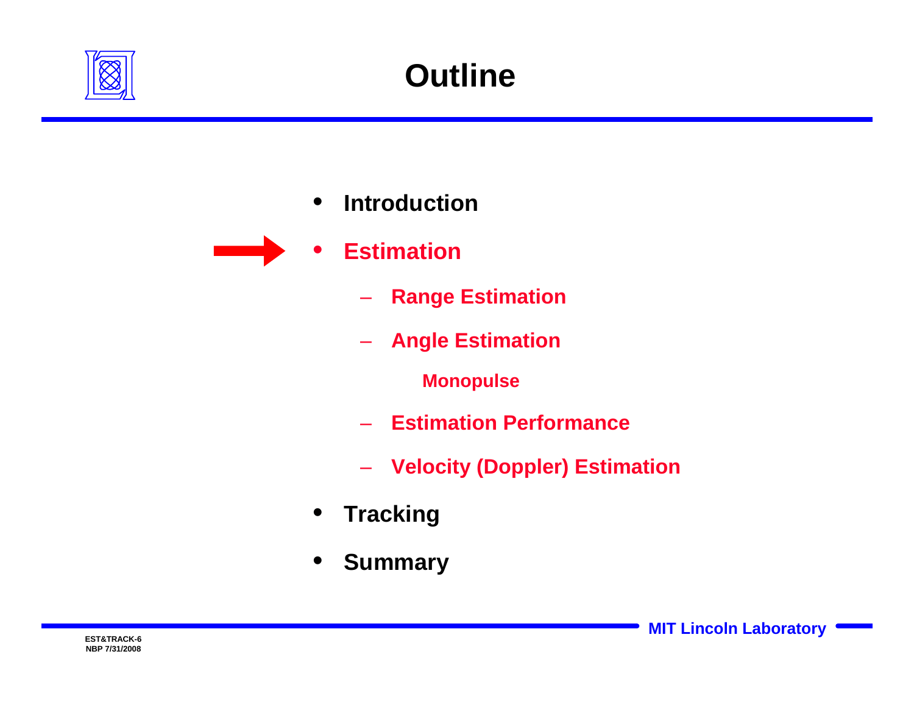# Outline

- Introduction
- **Estimation**
  - Range Estimation
  - Angle Estimation
    - Monopulse
  - Estimation Performance
  - Velocity (Doppler) Estimation
- Tracking
- Summary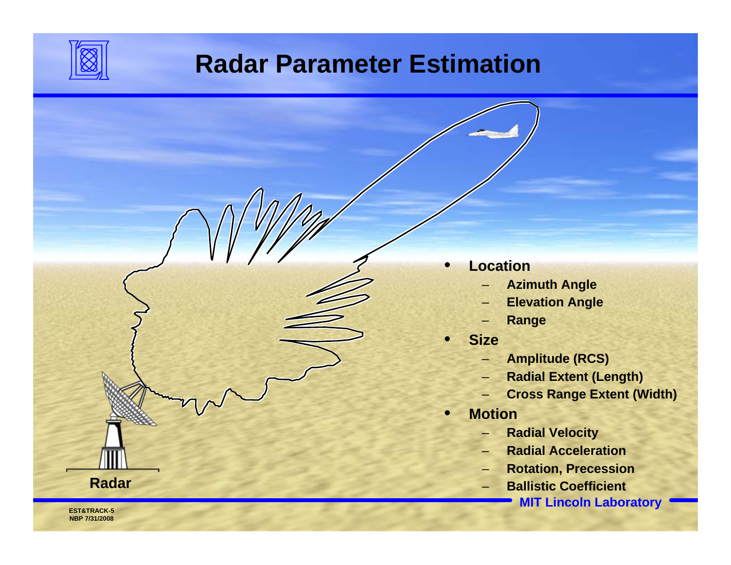# Radar Parameter Estimation

- **Location**
  - Azimuth Angle
  - Elevation Angle
  - Range
- **Size**
  - Amplitude (RCS)
  - Radial Extent (Length)
  - Cross Range Extent (Width)
- **Motion**
  - Radial Velocity
  - Radial Acceleration
  - Rotation, Precession
  - Ballistic Coefficient

Radar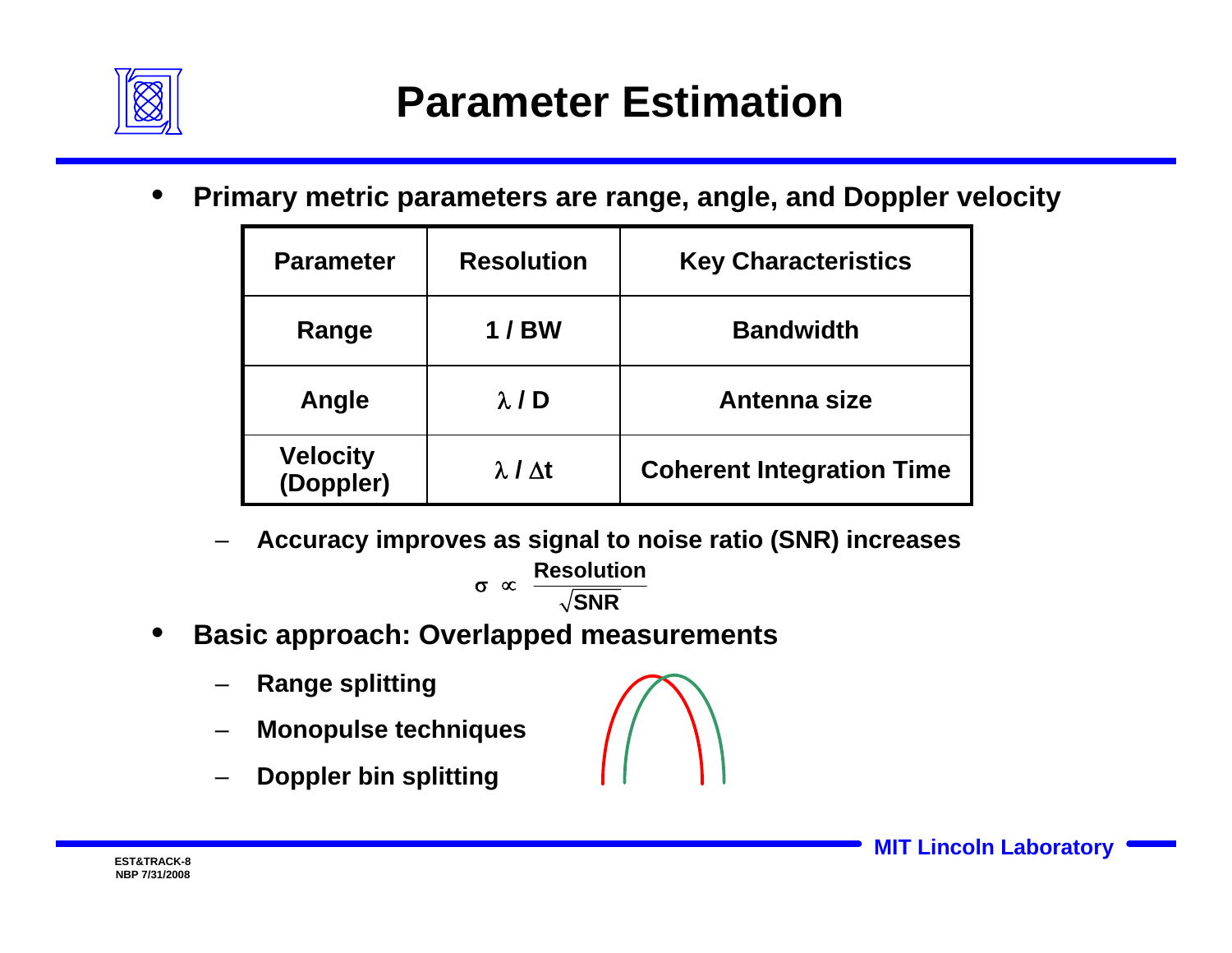# Parameter Estimation

- **Primary metric parameters are range, angle, and Doppler velocity**

| Parameter | Resolution | Key Characteristics |
|---|---|---|
| Range | 1 / BW | Bandwidth |
| Angle | $\lambda$ / D | Antenna size |
| Velocity (Doppler) | $\lambda$ / $\Delta$t | Coherent Integration Time |

  - **Accuracy improves as signal to noise ratio (SNR) increases**

$$\sigma \propto \frac{\text{Resolution}}{\sqrt{\text{SNR}}}$$

- **Basic approach: Overlapped measurements**
  - **Range splitting**
  - **Monopulse techniques**
  - **Doppler bin splitting**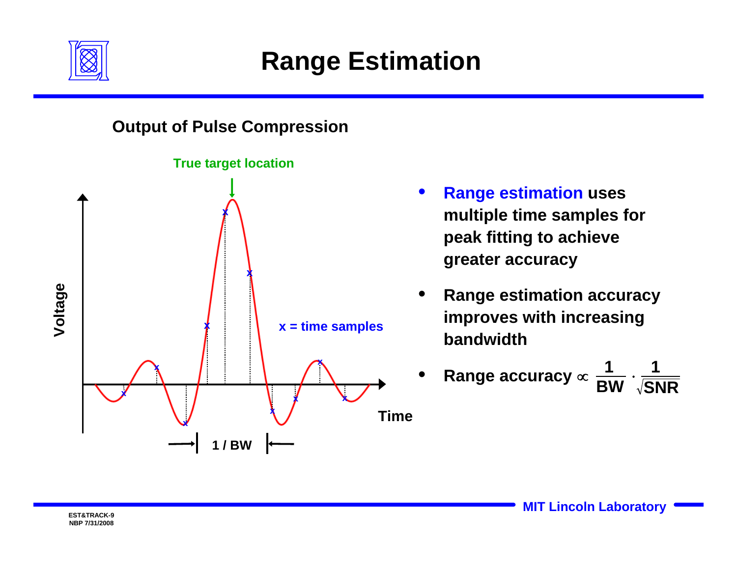# Range Estimation

**Output of Pulse Compression**

True target location

Voltage

x = time samples

Time

1 / BW

- **Range estimation uses multiple time samples for peak fitting to achieve greater accuracy**
- **Range estimation accuracy improves with increasing bandwidth**
- **Range accuracy** $\propto \frac{1}{BW} \cdot \frac{1}{\sqrt{SNR}}$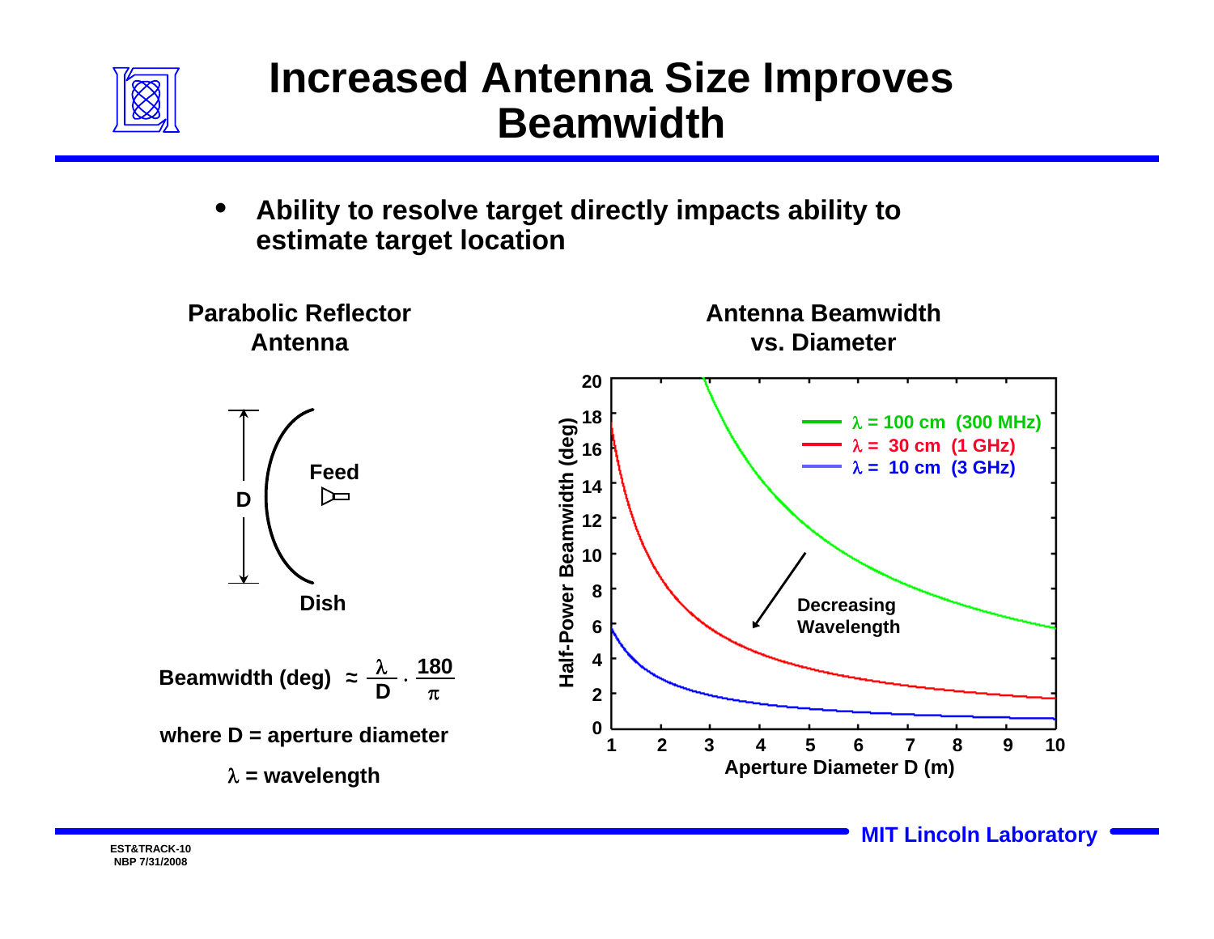# Increased Antenna Size Improves Beamwidth

- **Ability to resolve target directly impacts ability to estimate target location**

**Parabolic Reflector Antenna**

D

Feed

Dish

**Beamwidth (deg)** $\approx \frac{\lambda}{D} \cdot \frac{180}{\pi}$

**where D = aperture diameter**

**$\lambda$ = wavelength**

**Antenna Beamwidth vs. Diameter**

- $\lambda$ = 100 cm (300 MHz)
- $\lambda$ = 30 cm (1 GHz)
- $\lambda$ = 10 cm (3 GHz)

Decreasing Wavelength

Half-Power Beamwidth (deg)

Aperture Diameter D (m)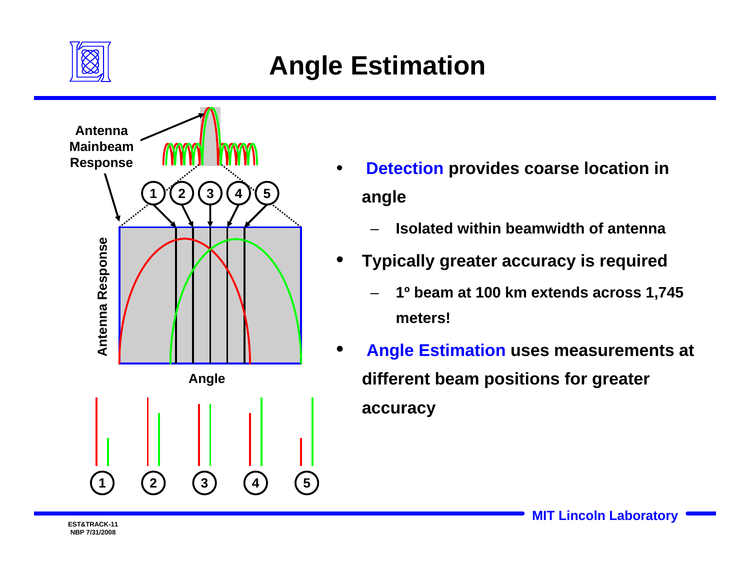# Angle Estimation

- **Detection** provides coarse location in angle
  - Isolated within beamwidth of antenna
- **Typically greater accuracy is required**
  - 1º beam at 100 km extends across 1,745 meters!
- **Angle Estimation** uses measurements at different beam positions for greater accuracy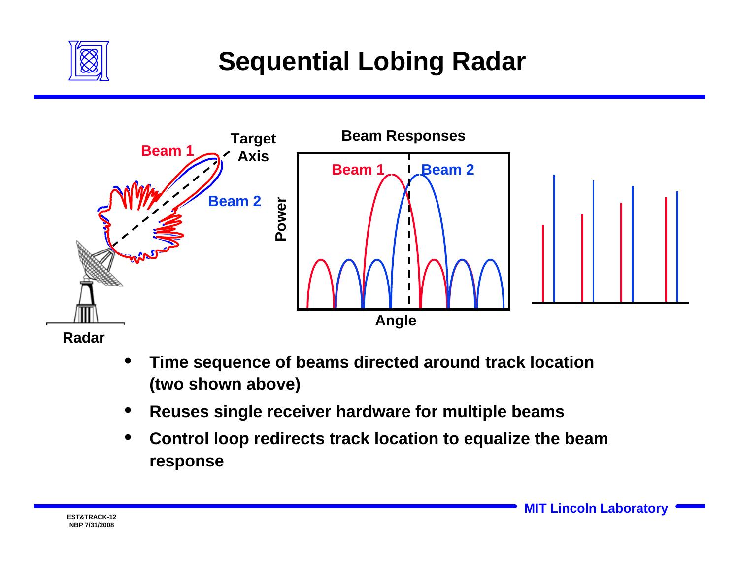# Sequential Lobing Radar

Beam 1

Target Axis

Beam 2

Radar

Beam Responses

Beam 1

Beam 2

Power

Angle

- Time sequence of beams directed around track location (two shown above)
- Reuses single receiver hardware for multiple beams
- Control loop redirects track location to equalize the beam response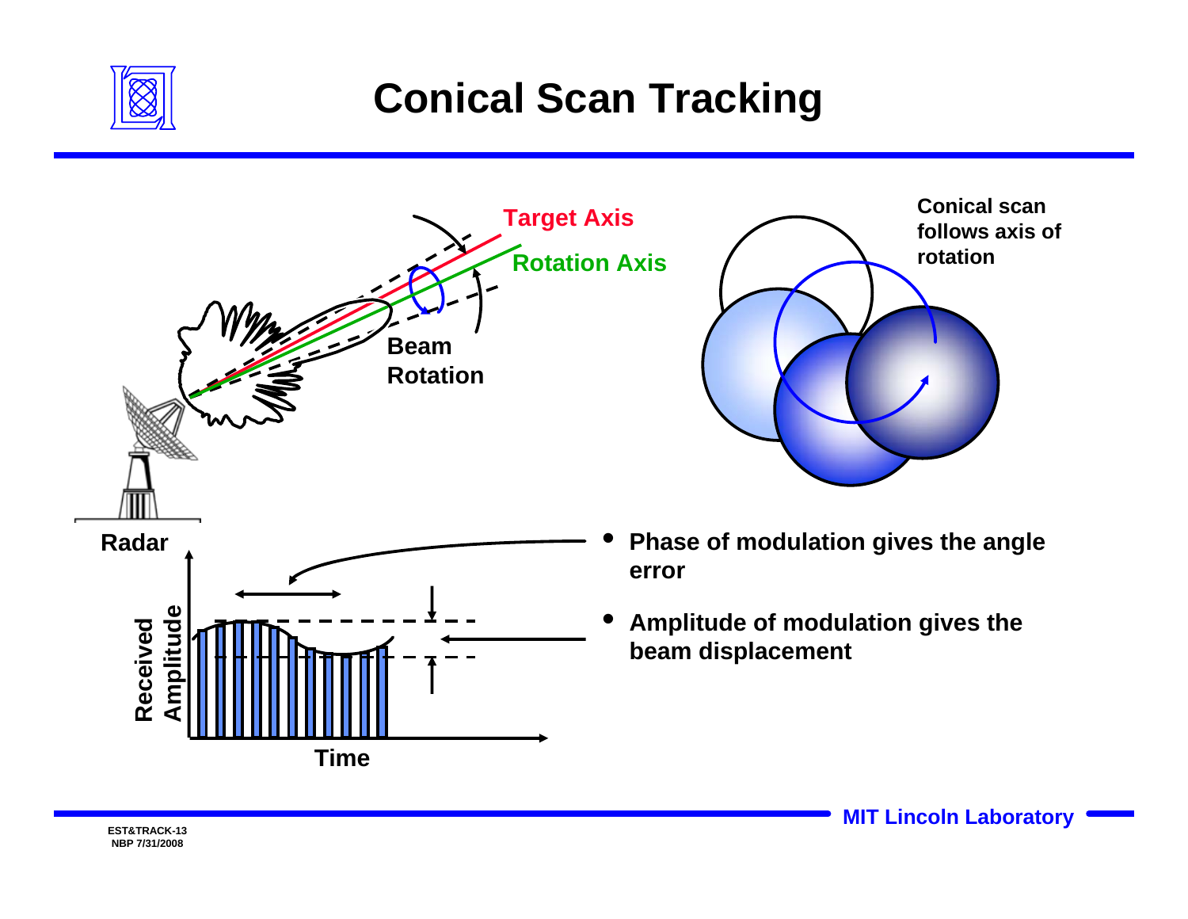# Conical Scan Tracking

Target Axis

Rotation Axis

Beam Rotation

Radar

Conical scan follows axis of rotation

Received Amplitude

Time

- Phase of modulation gives the angle error
- Amplitude of modulation gives the beam displacement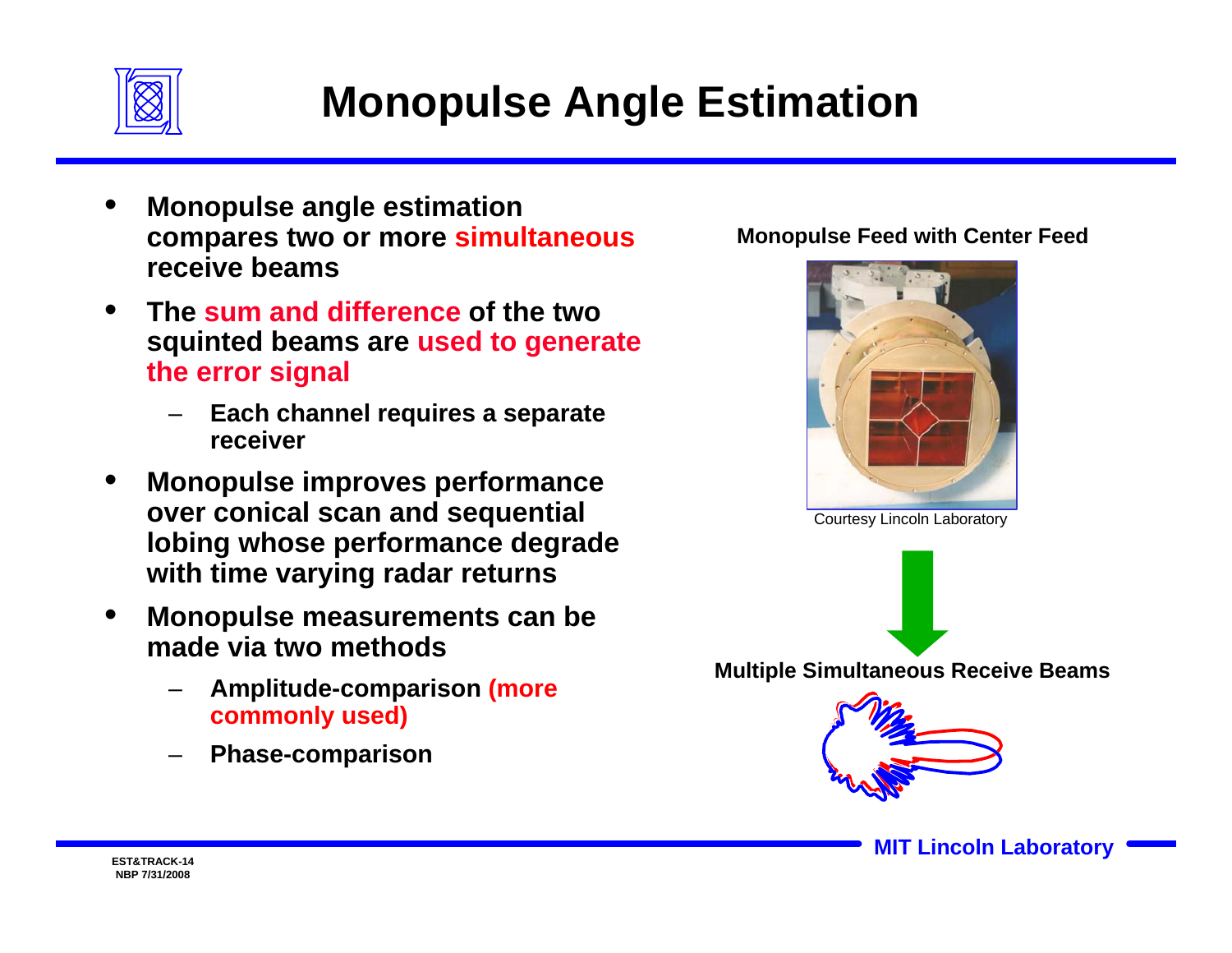# Monopulse Angle Estimation

- Monopulse angle estimation compares two or more **simultaneous** receive beams
- The **sum and difference** of the two squinted beams are **used to generate the error signal**
  - Each channel requires a separate receiver
- Monopulse improves performance over conical scan and sequential lobing whose performance degrade with time varying radar returns
- Monopulse measurements can be made via two methods
  - Amplitude-comparison **(more commonly used)**
  - Phase-comparison

**Monopulse Feed with Center Feed**

Courtesy Lincoln Laboratory

**Multiple Simultaneous Receive Beams**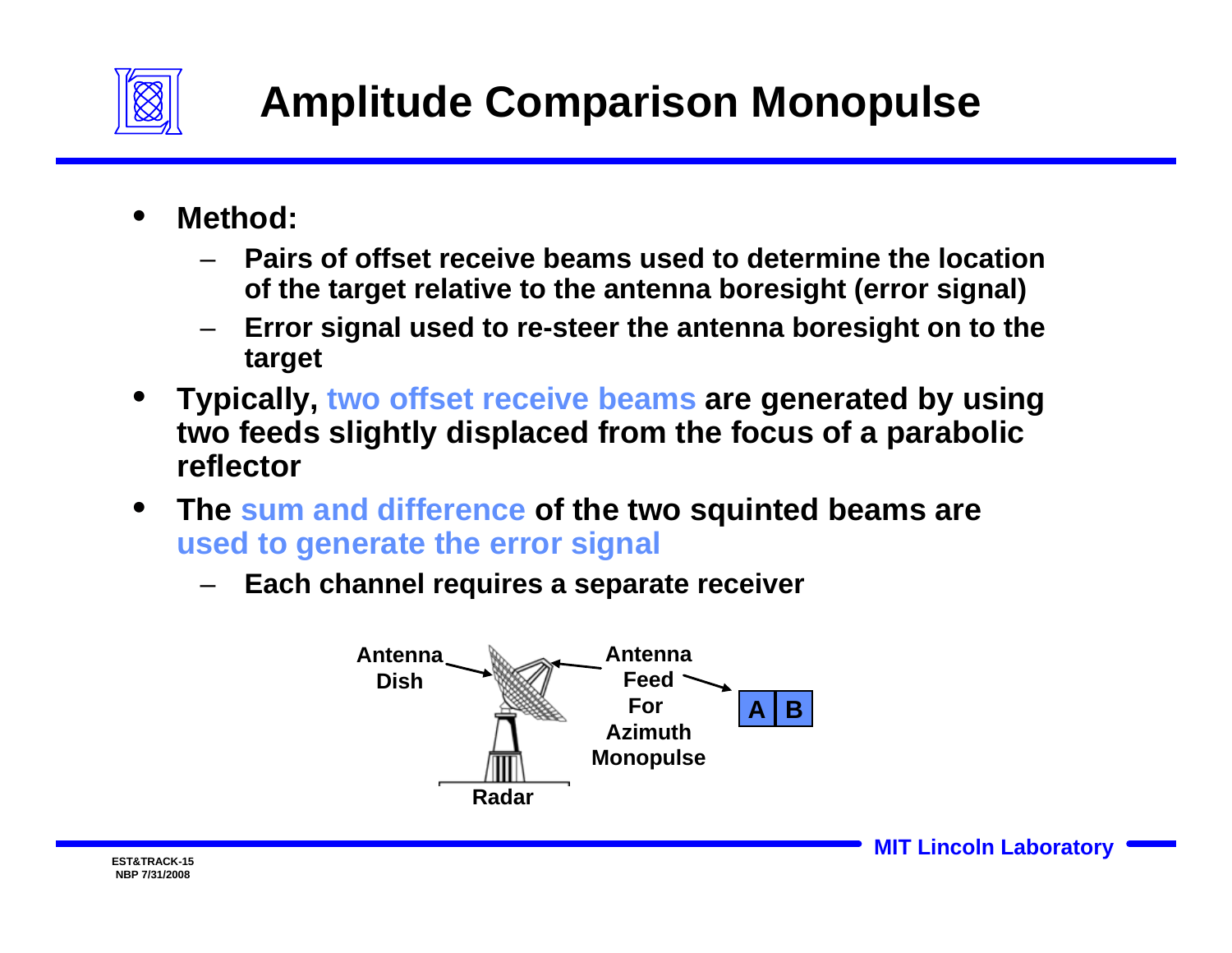# Amplitude Comparison Monopulse

- **Method:**
  - **Pairs of offset receive beams used to determine the location of the target relative to the antenna boresight (error signal)**
  - **Error signal used to re-steer the antenna boresight on to the target**
- **Typically, two offset receive beams are generated by using two feeds slightly displaced from the focus of a parabolic reflector**
- **The sum and difference of the two squinted beams are used to generate the error signal**
  - **Each channel requires a separate receiver**

Antenna Dish

Antenna Feed For Azimuth Monopulse

| A | B |
|---|---|

Radar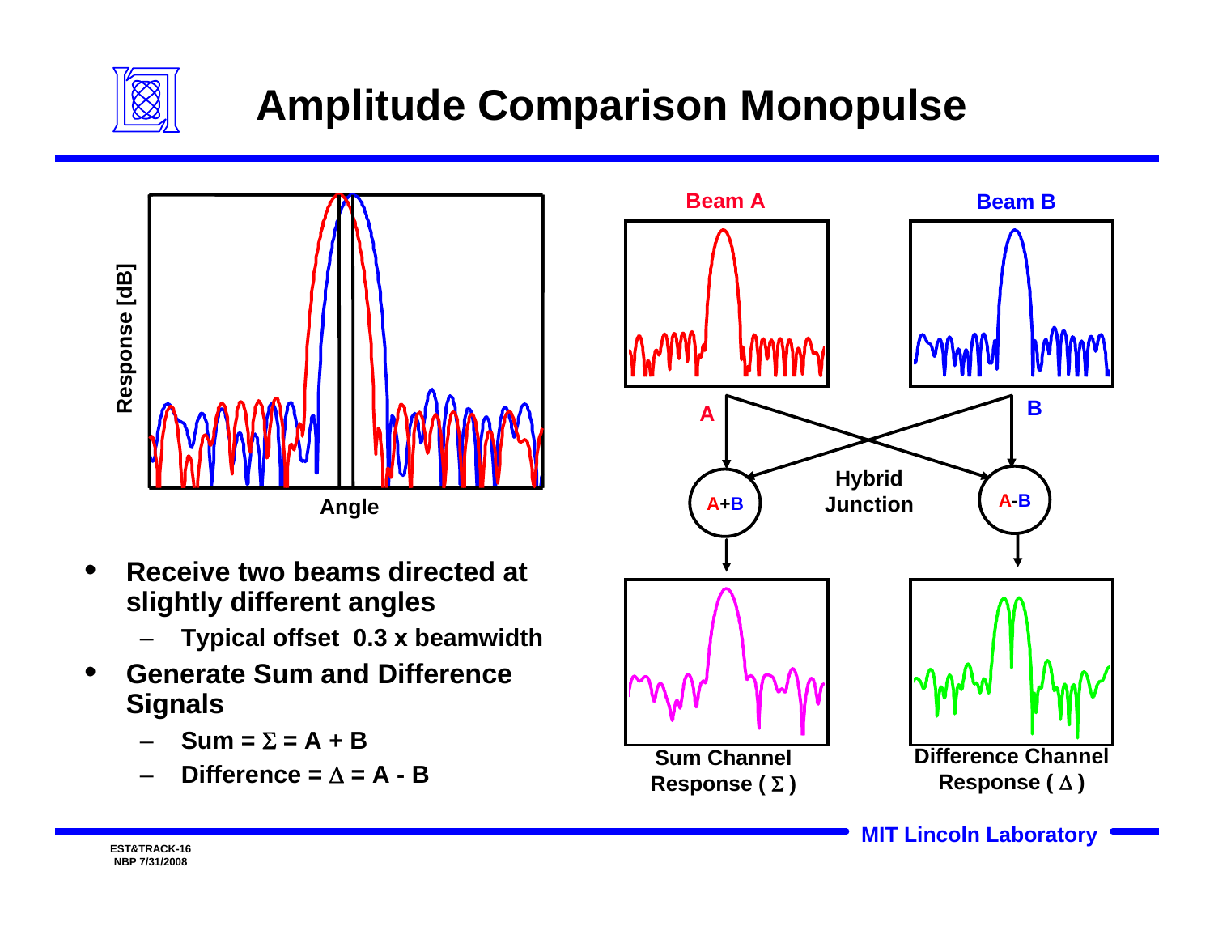# Amplitude Comparison Monopulse

- **Receive two beams directed at slightly different angles**
  - **Typical offset 0.3 x beamwidth**
- **Generate Sum and Difference Signals**
  - **Sum = $\Sigma$ = A + B**
  - **Difference = $\Delta$ = A - B**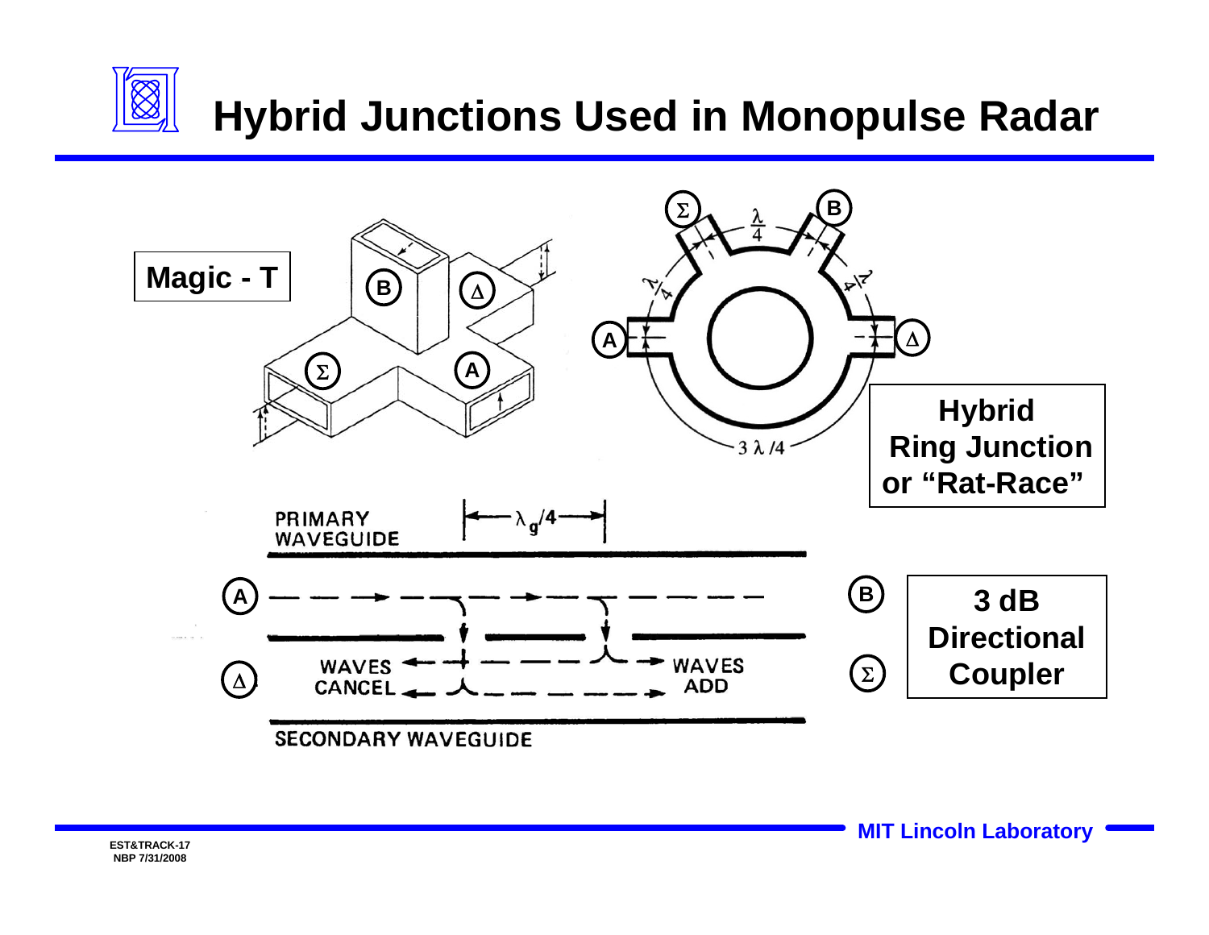# Hybrid Junctions Used in Monopulse Radar

**Magic - T**

B, Δ, Σ, A

**Hybrid Ring Junction or "Rat-Race"**

Σ, B, A, Δ

$\frac{\lambda}{4}$, $\frac{\lambda}{4}$, $\frac{\lambda}{4}$, $3\lambda/4$

**3 dB Directional Coupler**

PRIMARY WAVEGUIDE

$\lambda_g/4$

A, B, Δ, Σ

WAVES CANCEL

WAVES ADD

SECONDARY WAVEGUIDE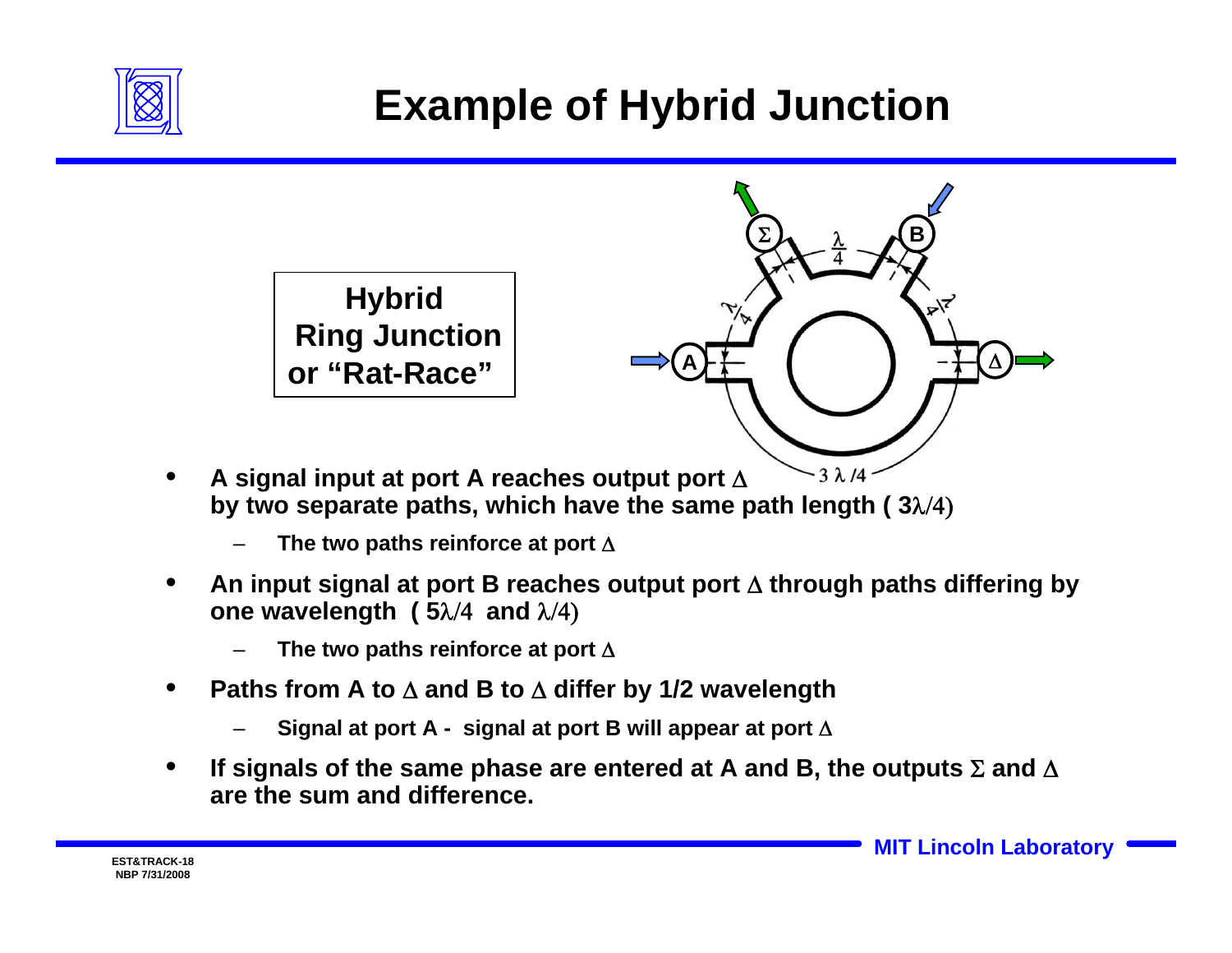# Example of Hybrid Junction

**Hybrid Ring Junction or "Rat-Race"**

- **A signal input at port A reaches output port Δ by two separate paths, which have the same path length ( 3λ/4)**
  - **The two paths reinforce at port Δ**
- **An input signal at port B reaches output port Δ through paths differing by one wavelength ( 5λ/4 and λ/4)**
  - **The two paths reinforce at port Δ**
- **Paths from A to Δ and B to Δ differ by 1/2 wavelength**
  - **Signal at port A - signal at port B will appear at port Δ**
- **If signals of the same phase are entered at A and B, the outputs Σ and Δ are the sum and difference.**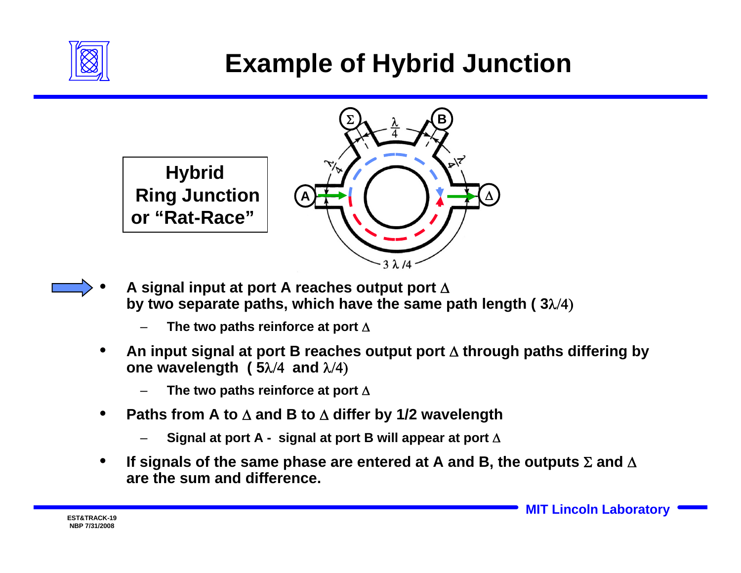# Example of Hybrid Junction

**Hybrid Ring Junction or "Rat-Race"**

- **A signal input at port A reaches output port Δ by two separate paths, which have the same path length ( 3λ/4)**
  - **The two paths reinforce at port Δ**
- **An input signal at port B reaches output port Δ through paths differing by one wavelength ( 5λ/4 and λ/4)**
  - **The two paths reinforce at port Δ**
- **Paths from A to Δ and B to Δ differ by 1/2 wavelength**
  - **Signal at port A - signal at port B will appear at port Δ**
- **If signals of the same phase are entered at A and B, the outputs Σ and Δ are the sum and difference.**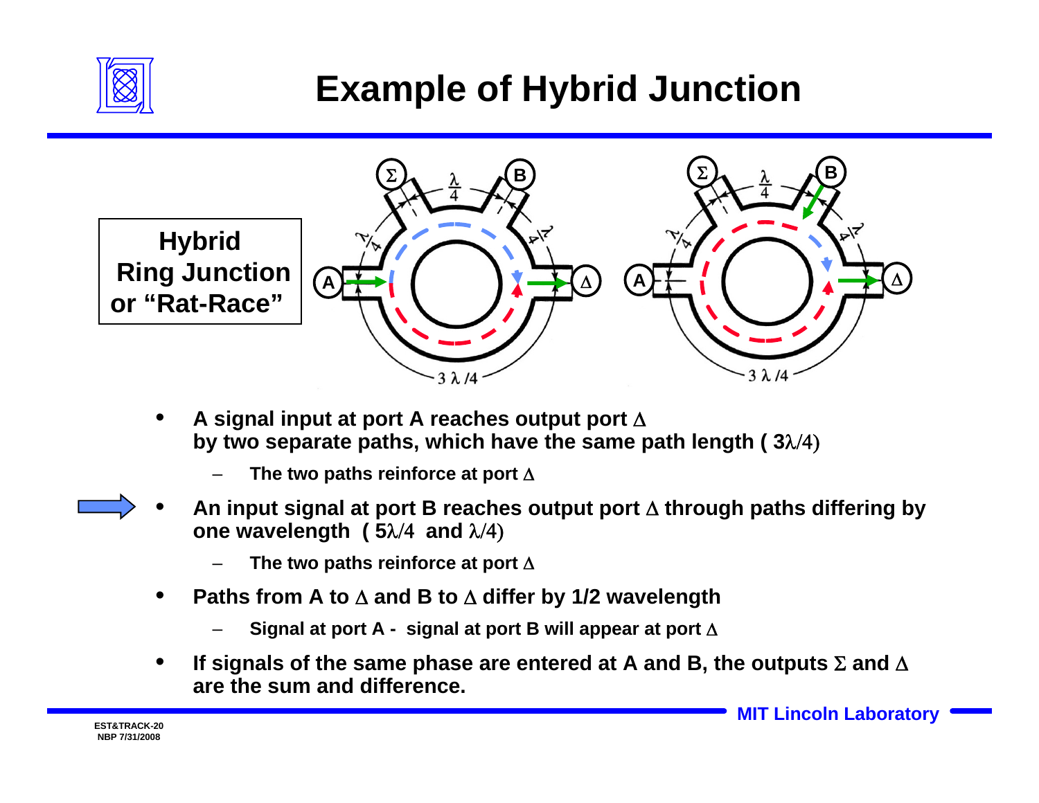# Example of Hybrid Junction

**Hybrid Ring Junction or "Rat-Race"**

- **A signal input at port A reaches output port Δ by two separate paths, which have the same path length ( 3λ/4)**
  - **The two paths reinforce at port Δ**
- **An input signal at port B reaches output port Δ through paths differing by one wavelength ( 5λ/4 and λ/4)**
  - **The two paths reinforce at port Δ**
- **Paths from A to Δ and B to Δ differ by 1/2 wavelength**
  - **Signal at port A - signal at port B will appear at port Δ**
- **If signals of the same phase are entered at A and B, the outputs Σ and Δ are the sum and difference.**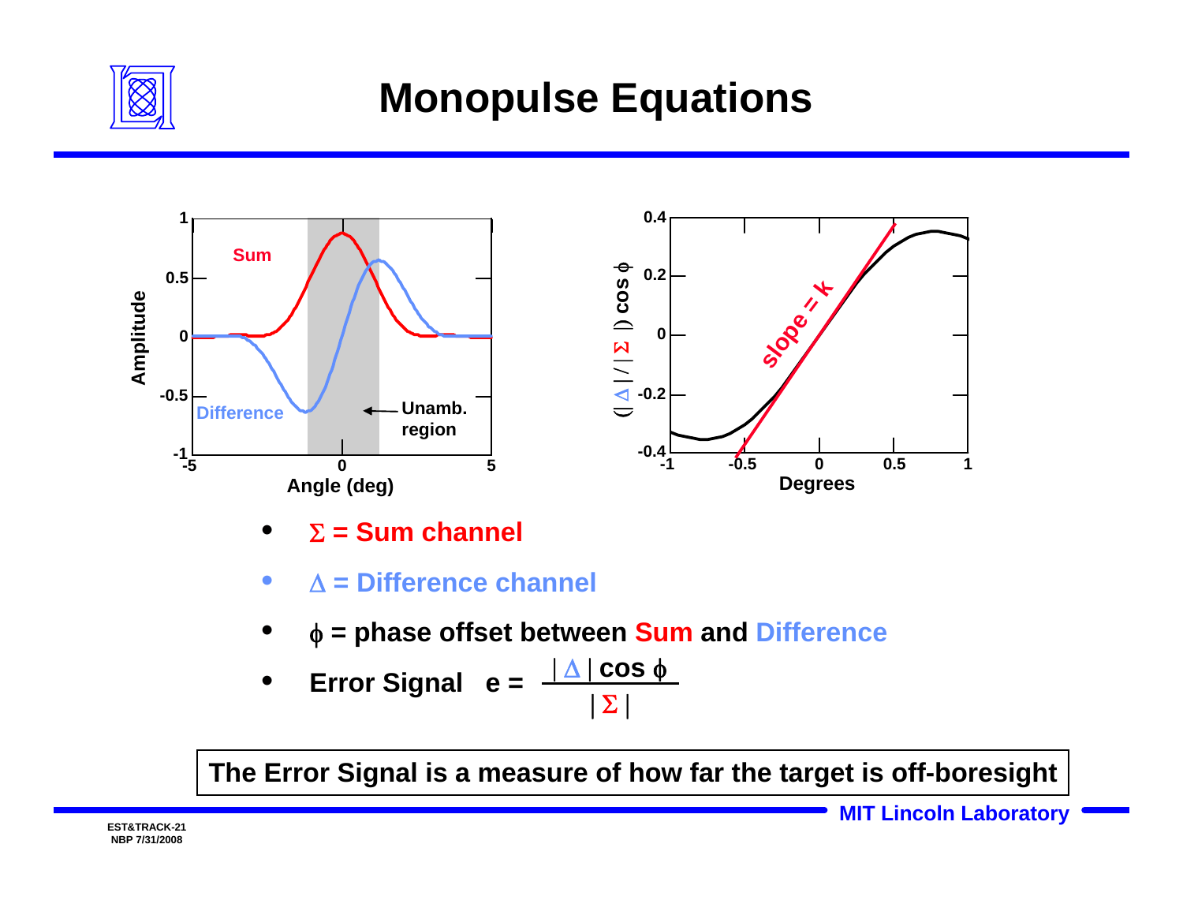# Monopulse Equations

- $\Sigma$ = Sum channel
- $\Delta$ = Difference channel
- $\phi$ = phase offset between Sum and Difference
- Error Signal $e = \dfrac{|\Delta| \cos \phi}{|\Sigma|}$

**The Error Signal is a measure of how far the target is off-boresight**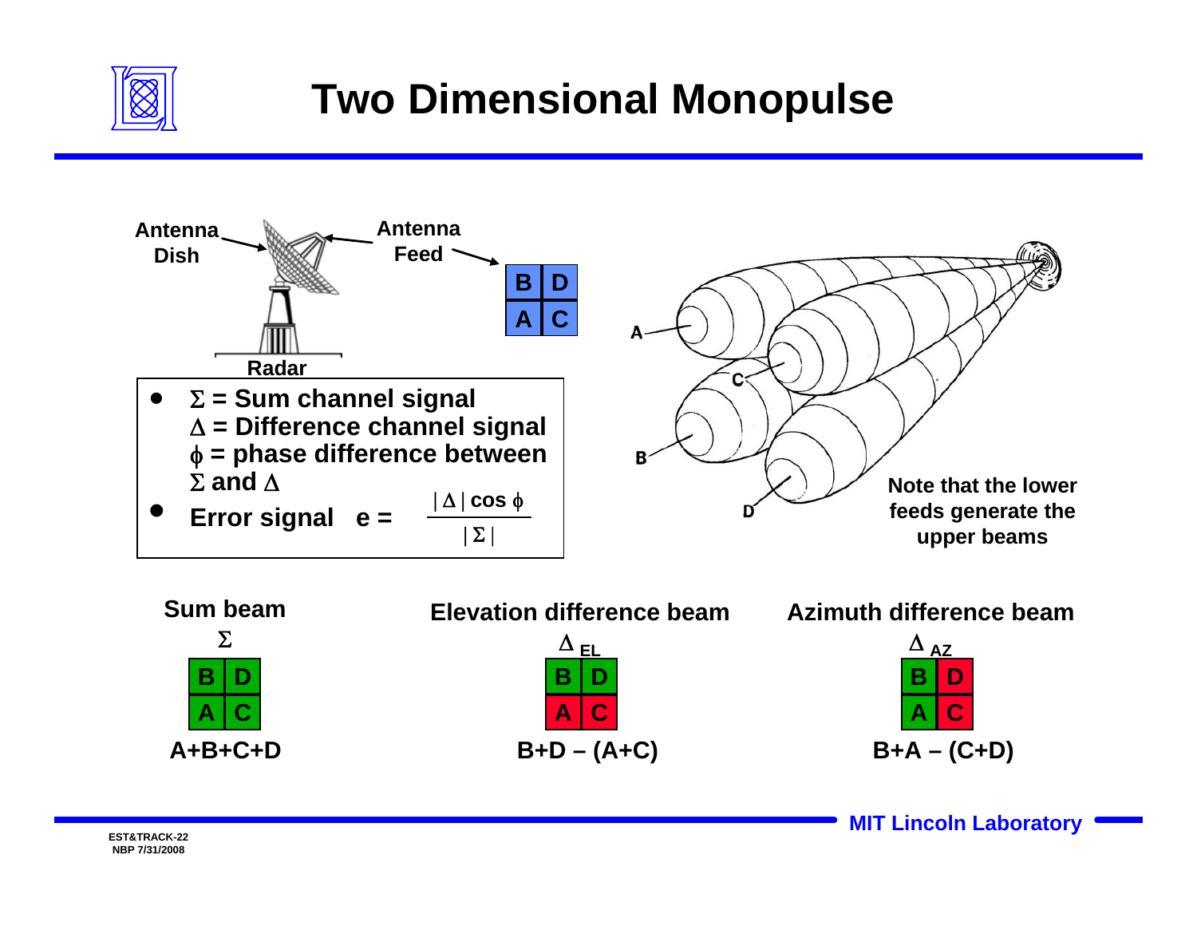# Two Dimensional Monopulse

Antenna Dish

Antenna Feed

| B | D |
|---|---|
| A | C |

Radar

- $\Sigma$ = Sum channel signal
  $\Delta$ = Difference channel signal
  $\phi$ = phase difference between $\Sigma$ and $\Delta$
- Error signal $e = \dfrac{|\Delta| \cos \phi}{|\Sigma|}$

A

C

B

D

Note that the lower feeds generate the upper beams

**Sum beam**

$\Sigma$

| B | D |
|---|---|
| A | C |

A+B+C+D

**Elevation difference beam**

$\Delta_{EL}$

| B | D |
|---|---|
| A | C |

B+D – (A+C)

**Azimuth difference beam**

$\Delta_{AZ}$

| B | D |
|---|---|
| A | C |

B+A – (C+D)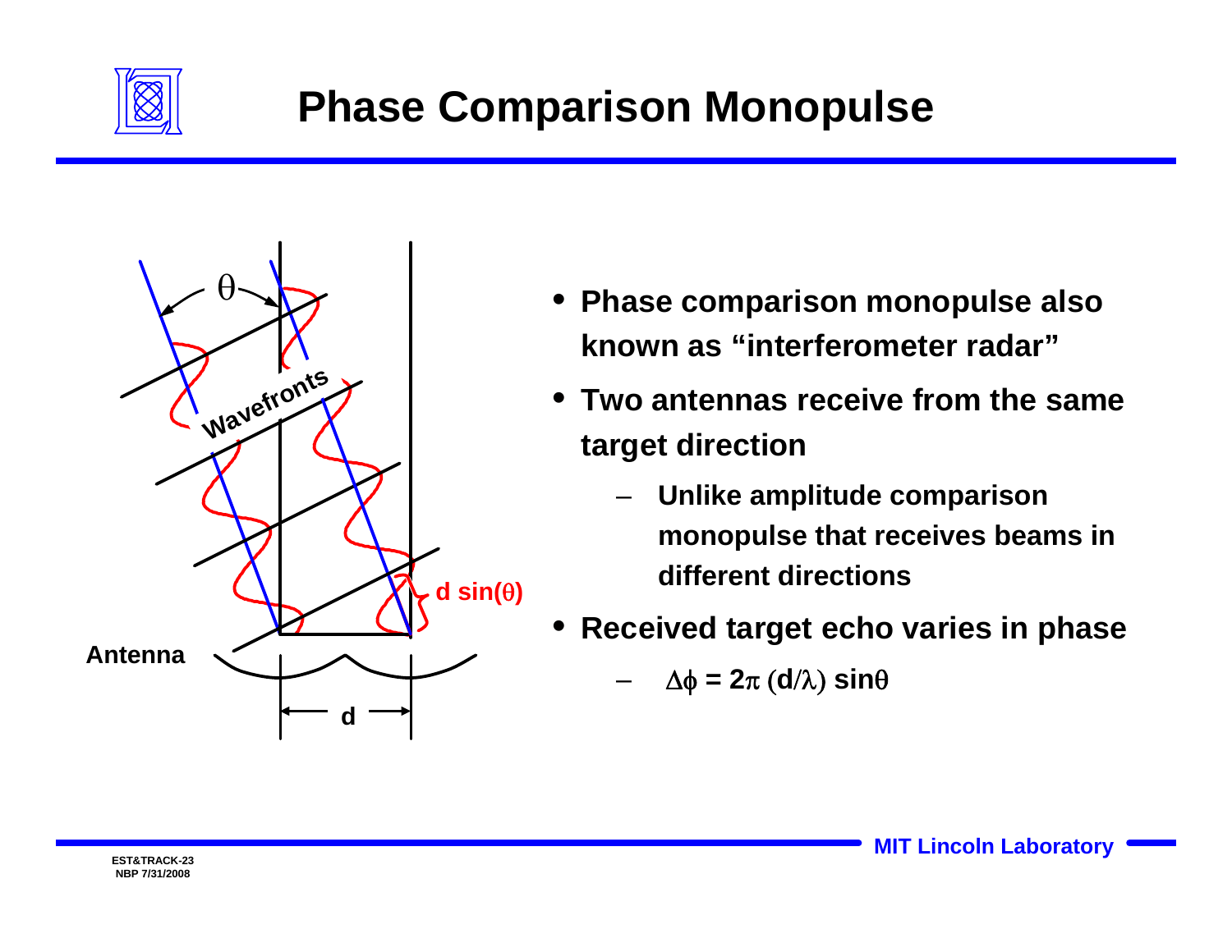# Phase Comparison Monopulse

- **Phase comparison monopulse also known as "interferometer radar"**
- **Two antennas receive from the same target direction**
  - **Unlike amplitude comparison monopulse that receives beams in different directions**
- **Received target echo varies in phase**
  - $\Delta\phi = 2\pi\,(d/\lambda)\,\sin\theta$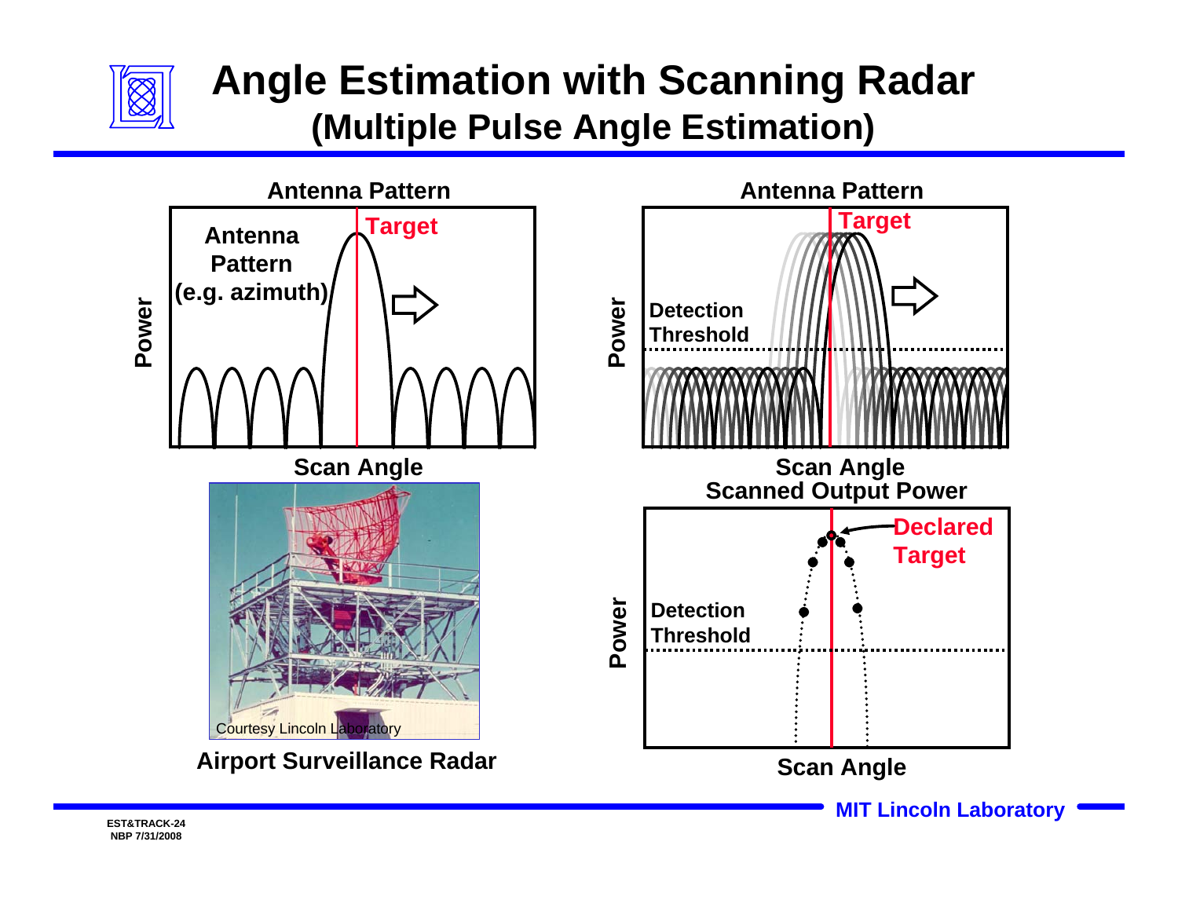# Angle Estimation with Scanning Radar
## (Multiple Pulse Angle Estimation)

**Antenna Pattern**

Antenna Pattern (e.g. azimuth)

Target

Power

Scan Angle

Courtesy Lincoln Laboratory

**Airport Surveillance Radar**

**Antenna Pattern**

Target

Detection Threshold

Power

Scan Angle

**Scanned Output Power**

Declared Target

Detection Threshold

Power

Scan Angle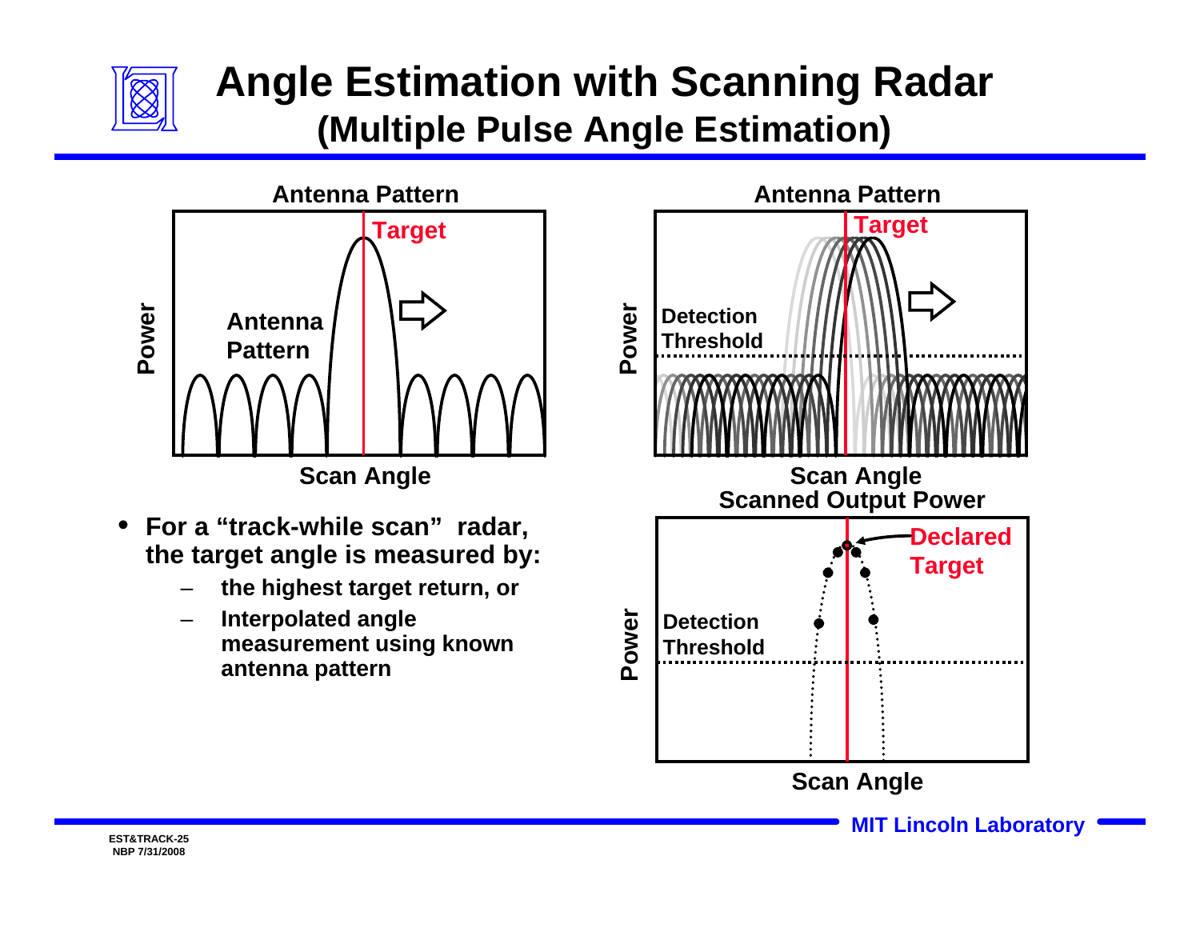# Angle Estimation with Scanning Radar
## (Multiple Pulse Angle Estimation)

Antenna Pattern

Power

Target

Antenna Pattern

Scan Angle

Antenna Pattern

Power

Target

Detection Threshold

Scan Angle

Scanned Output Power

Power

Declared Target

Detection Threshold

Scan Angle

- **For a "track-while scan" radar, the target angle is measured by:**
  - **the highest target return, or**
  - **Interpolated angle measurement using known antenna pattern**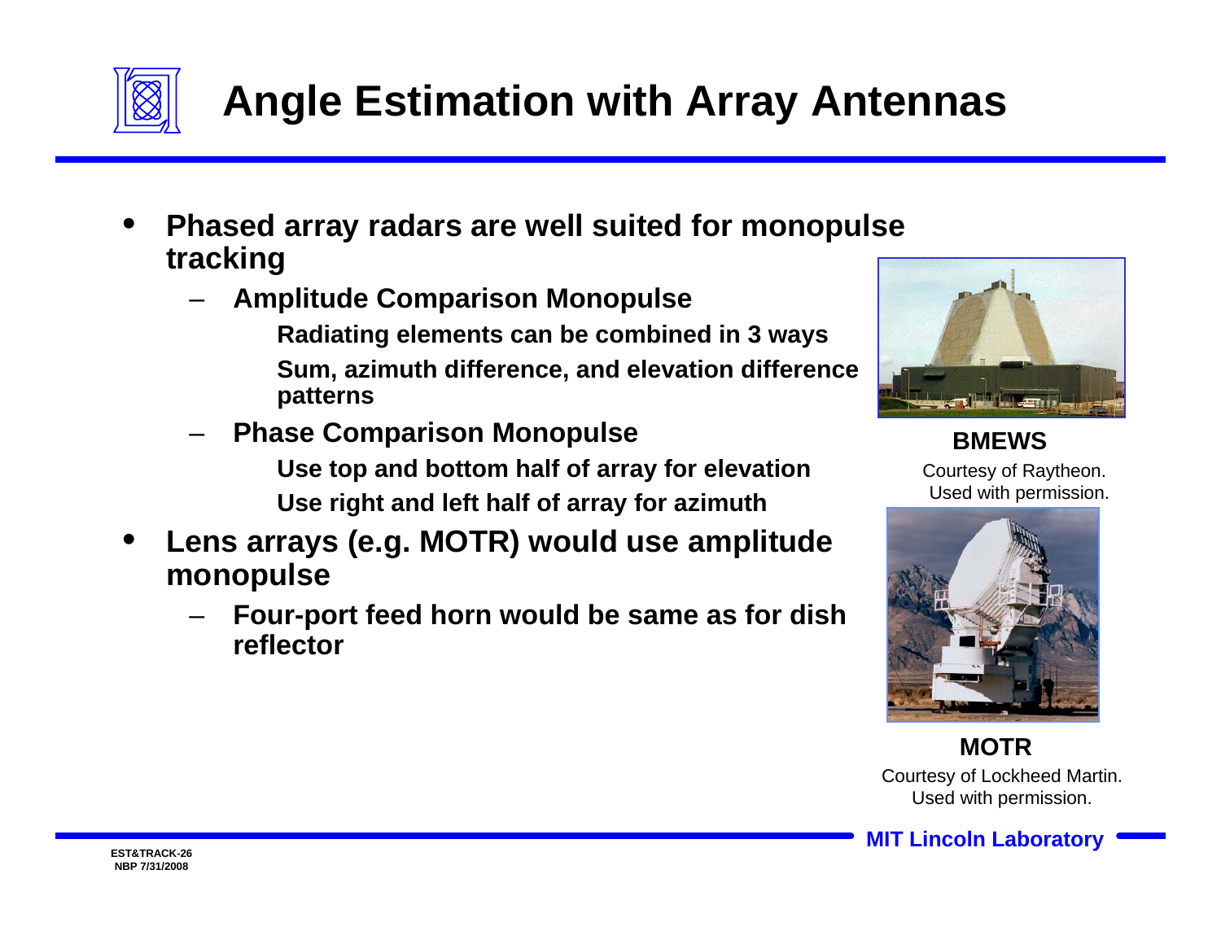# Angle Estimation with Array Antennas

- **Phased array radars are well suited for monopulse tracking**
  - **Amplitude Comparison Monopulse**
    - **Radiating elements can be combined in 3 ways**
    - **Sum, azimuth difference, and elevation difference patterns**
  - **Phase Comparison Monopulse**
    - **Use top and bottom half of array for elevation**
    - **Use right and left half of array for azimuth**
- **Lens arrays (e.g. MOTR) would use amplitude monopulse**
  - **Four-port feed horn would be same as for dish reflector**

**BMEWS**

Courtesy of Raytheon. Used with permission.

**MOTR**

Courtesy of Lockheed Martin. Used with permission.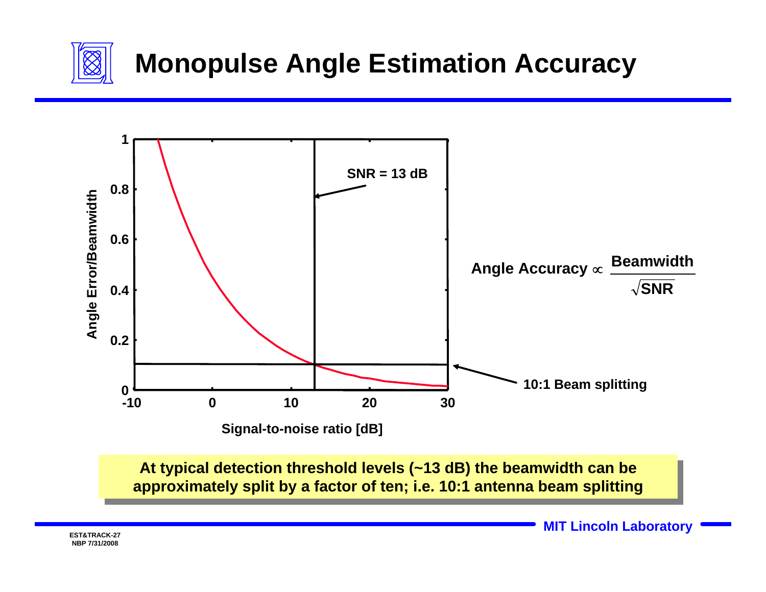# Monopulse Angle Estimation Accuracy

Angle Error/Beamwidth

SNR = 13 dB

10:1 Beam splitting

Signal-to-noise ratio [dB]

$$\text{Angle Accuracy} \propto \frac{\text{Beamwidth}}{\sqrt{\text{SNR}}}$$

**At typical detection threshold levels (~13 dB) the beamwidth can be approximately split by a factor of ten; i.e. 10:1 antenna beam splitting**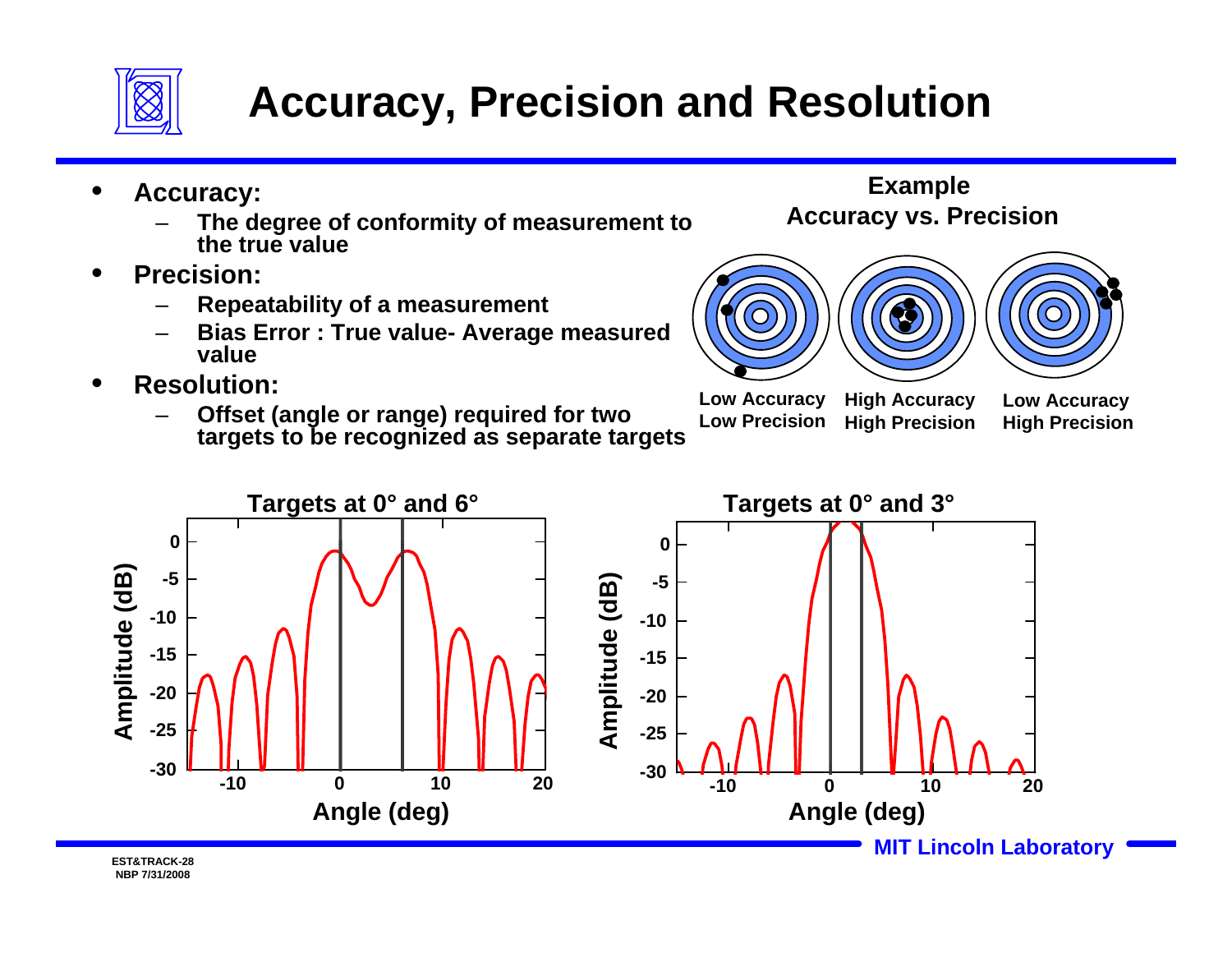# Accuracy, Precision and Resolution

- **Accuracy:**
  - **The degree of conformity of measurement to the true value**
- **Precision:**
  - **Repeatability of a measurement**
  - **Bias Error : True value- Average measured value**
- **Resolution:**
  - **Offset (angle or range) required for two targets to be recognized as separate targets**

**Example**
**Accuracy vs. Precision**

| Low Accuracy Low Precision | High Accuracy High Precision | Low Accuracy High Precision |
|---|---|---|

**Targets at 0° and 6°**

**Targets at 0° and 3°**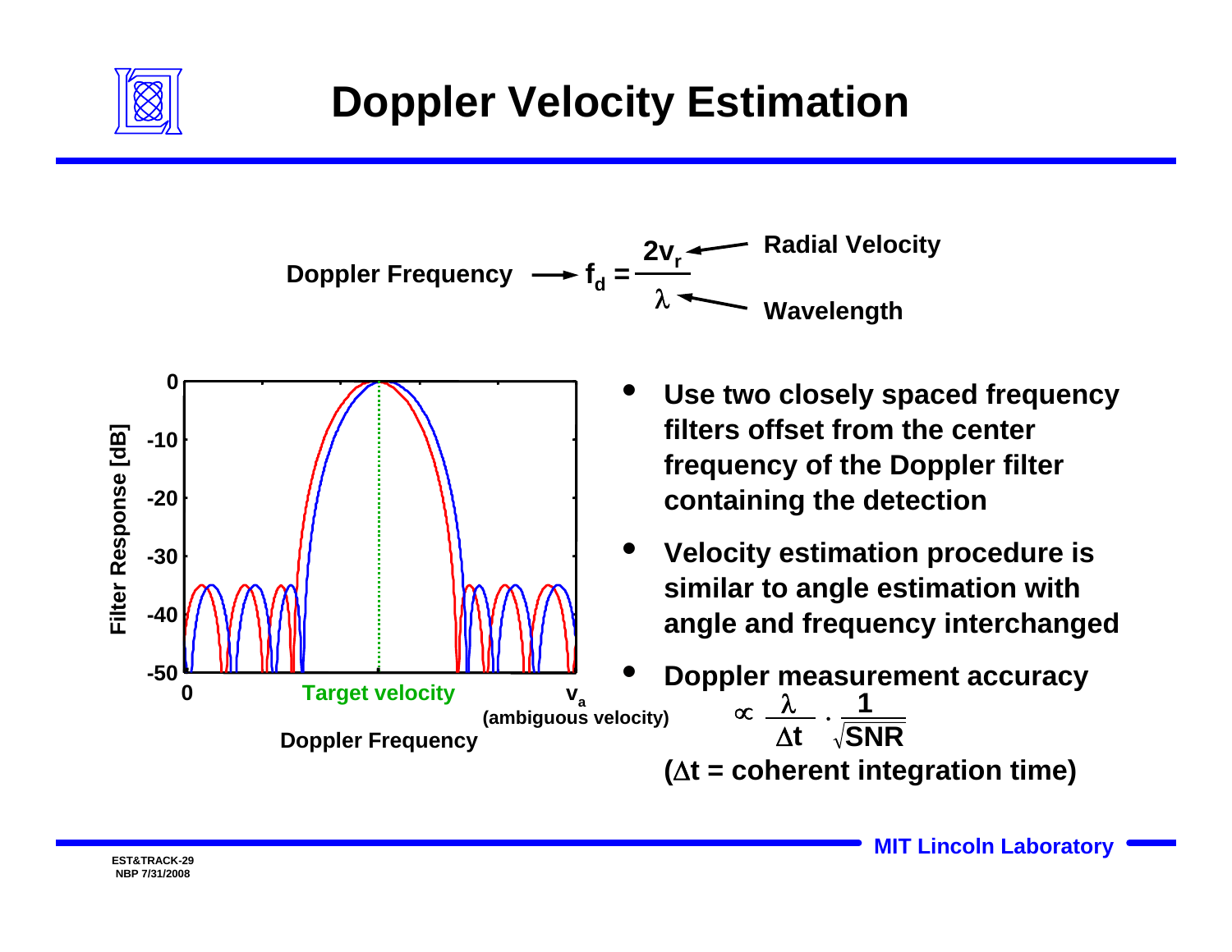# Doppler Velocity Estimation

Doppler Frequency → $f_d = \frac{2v_r}{\lambda}$ (Radial Velocity: $v_r$; Wavelength: $\lambda$)

Filter Response [dB]

0, -10, -20, -30, -40, -50

0 Target velocity $v_a$ (ambiguous velocity)

Doppler Frequency

- Use two closely spaced frequency filters offset from the center frequency of the Doppler filter containing the detection
- Velocity estimation procedure is similar to angle estimation with angle and frequency interchanged
- Doppler measurement accuracy $\propto \frac{\lambda}{\Delta t} \cdot \frac{1}{\sqrt{SNR}}$

  ($\Delta t$ = coherent integration time)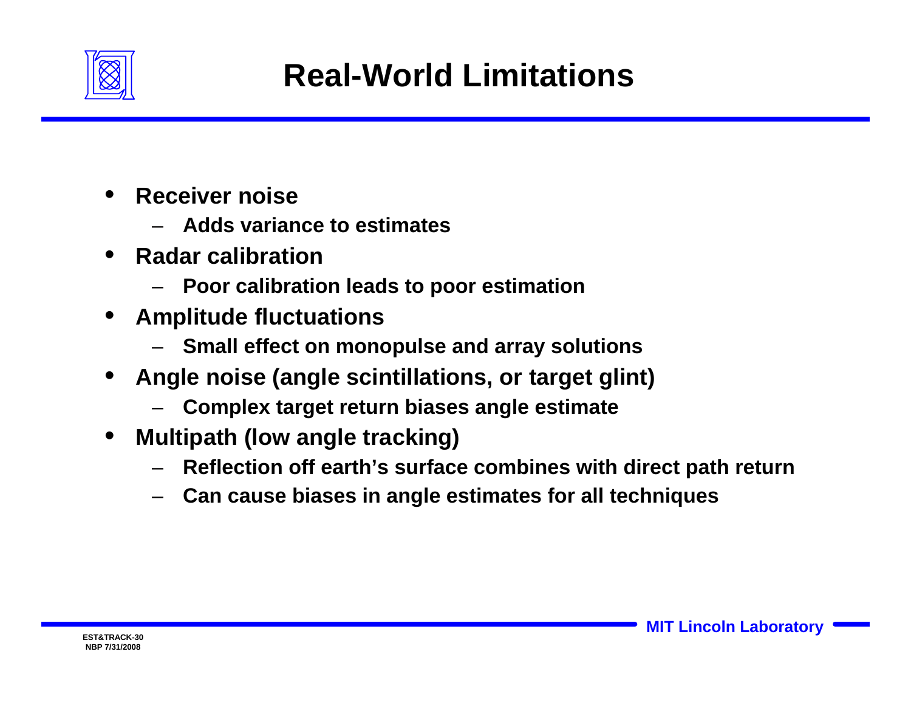# Real-World Limitations

- **Receiver noise**
  - **Adds variance to estimates**
- **Radar calibration**
  - **Poor calibration leads to poor estimation**
- **Amplitude fluctuations**
  - **Small effect on monopulse and array solutions**
- **Angle noise (angle scintillations, or target glint)**
  - **Complex target return biases angle estimate**
- **Multipath (low angle tracking)**
  - **Reflection off earth's surface combines with direct path return**
  - **Can cause biases in angle estimates for all techniques**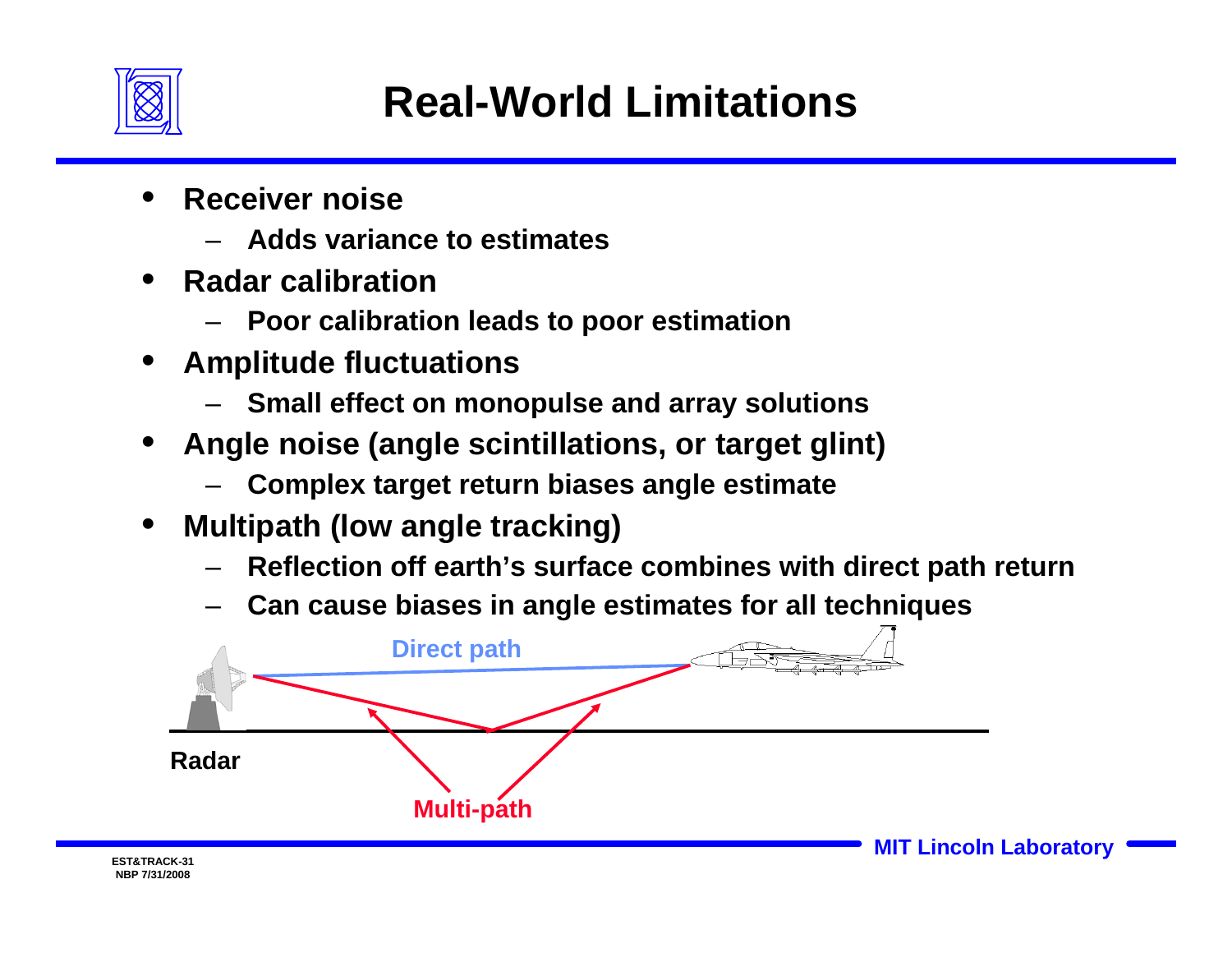# Real-World Limitations

- **Receiver noise**
  - **Adds variance to estimates**
- **Radar calibration**
  - **Poor calibration leads to poor estimation**
- **Amplitude fluctuations**
  - **Small effect on monopulse and array solutions**
- **Angle noise (angle scintillations, or target glint)**
  - **Complex target return biases angle estimate**
- **Multipath (low angle tracking)**
  - **Reflection off earth's surface combines with direct path return**
  - **Can cause biases in angle estimates for all techniques**

Direct path

Radar

Multi-path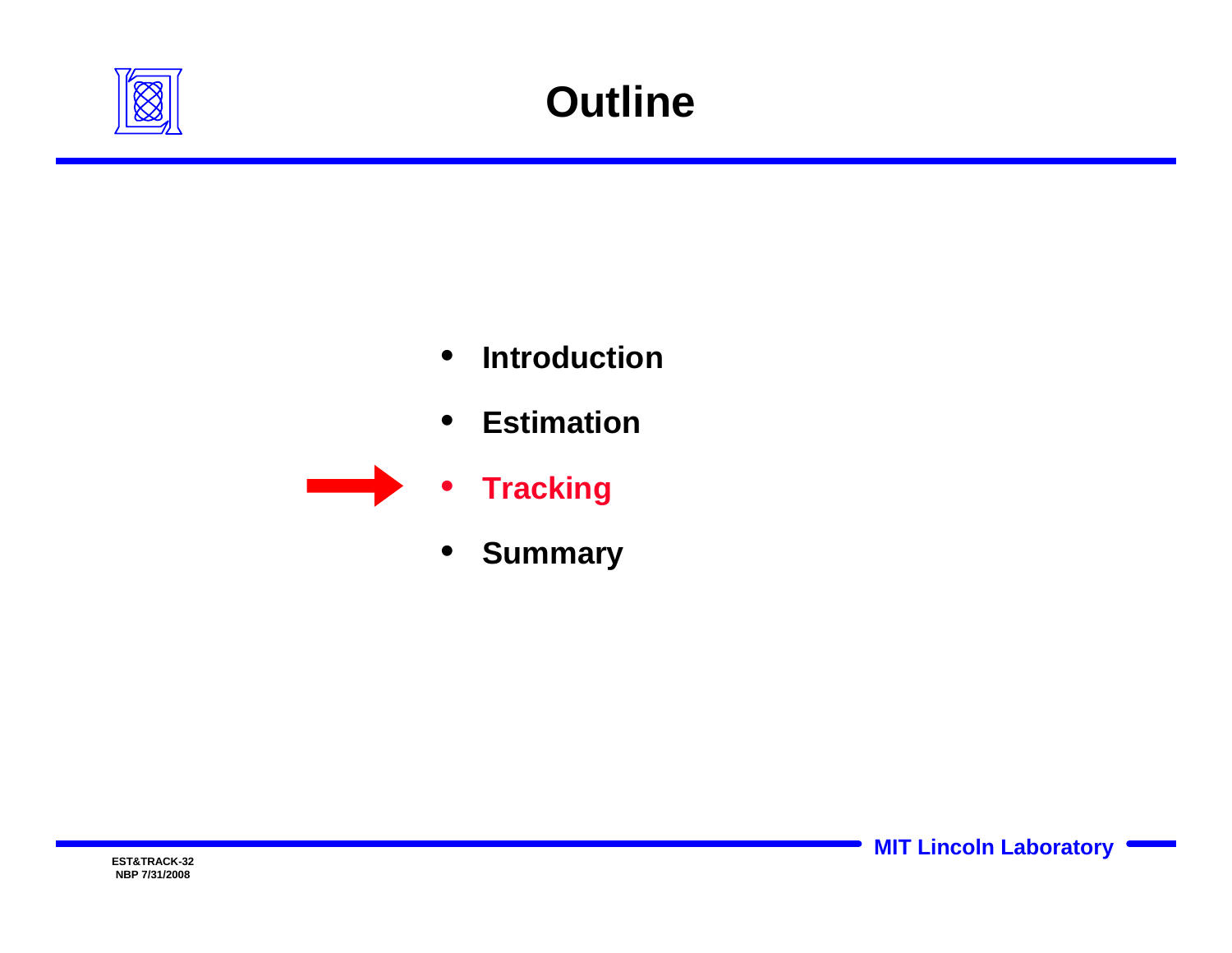# Outline

- Introduction
- Estimation
- **Tracking**
- Summary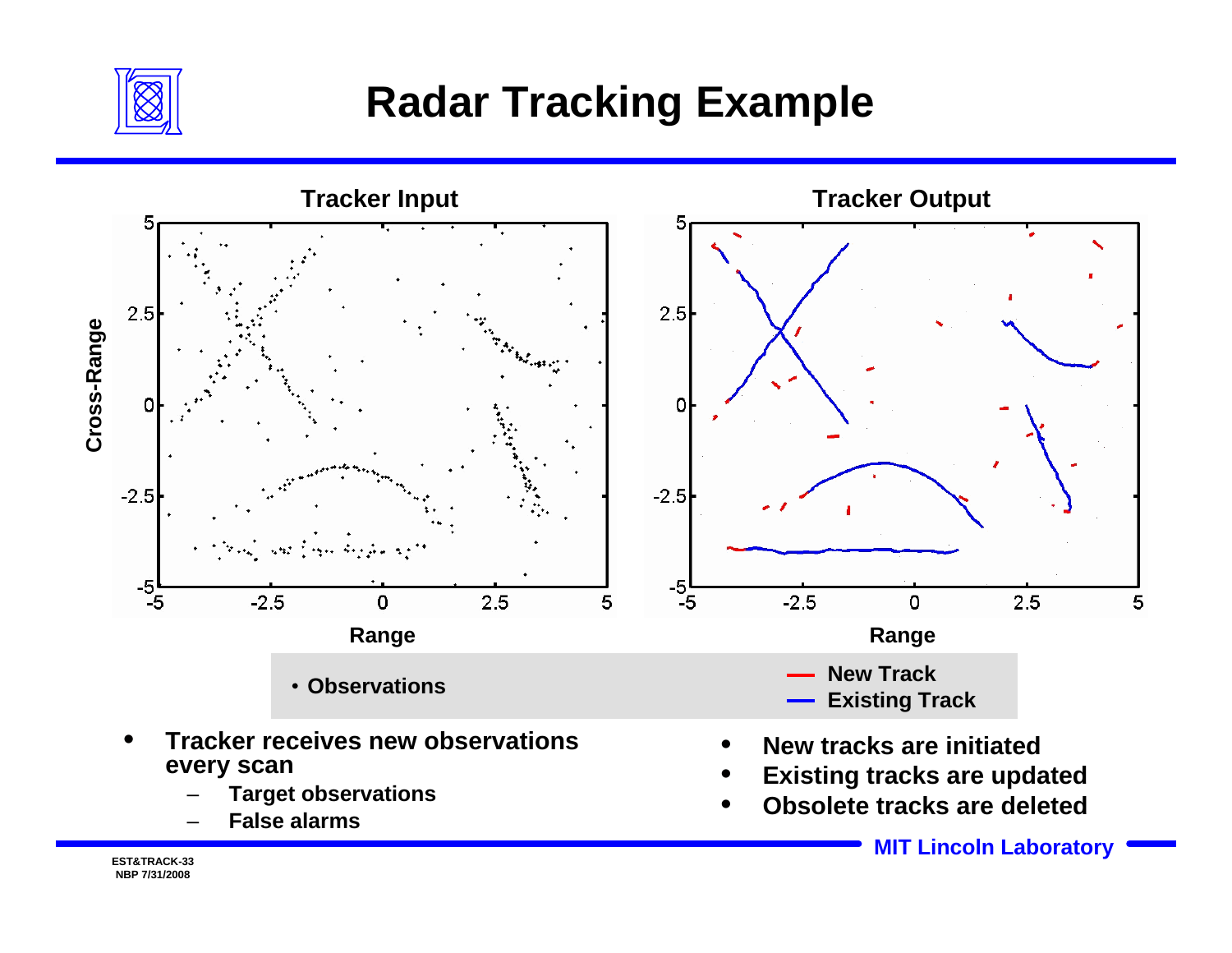# Radar Tracking Example

**Tracker Input**

**Tracker Output**

- Observations

New Track
Existing Track

- **Tracker receives new observations every scan**
  - **Target observations**
  - **False alarms**

- **New tracks are initiated**
- **Existing tracks are updated**
- **Obsolete tracks are deleted**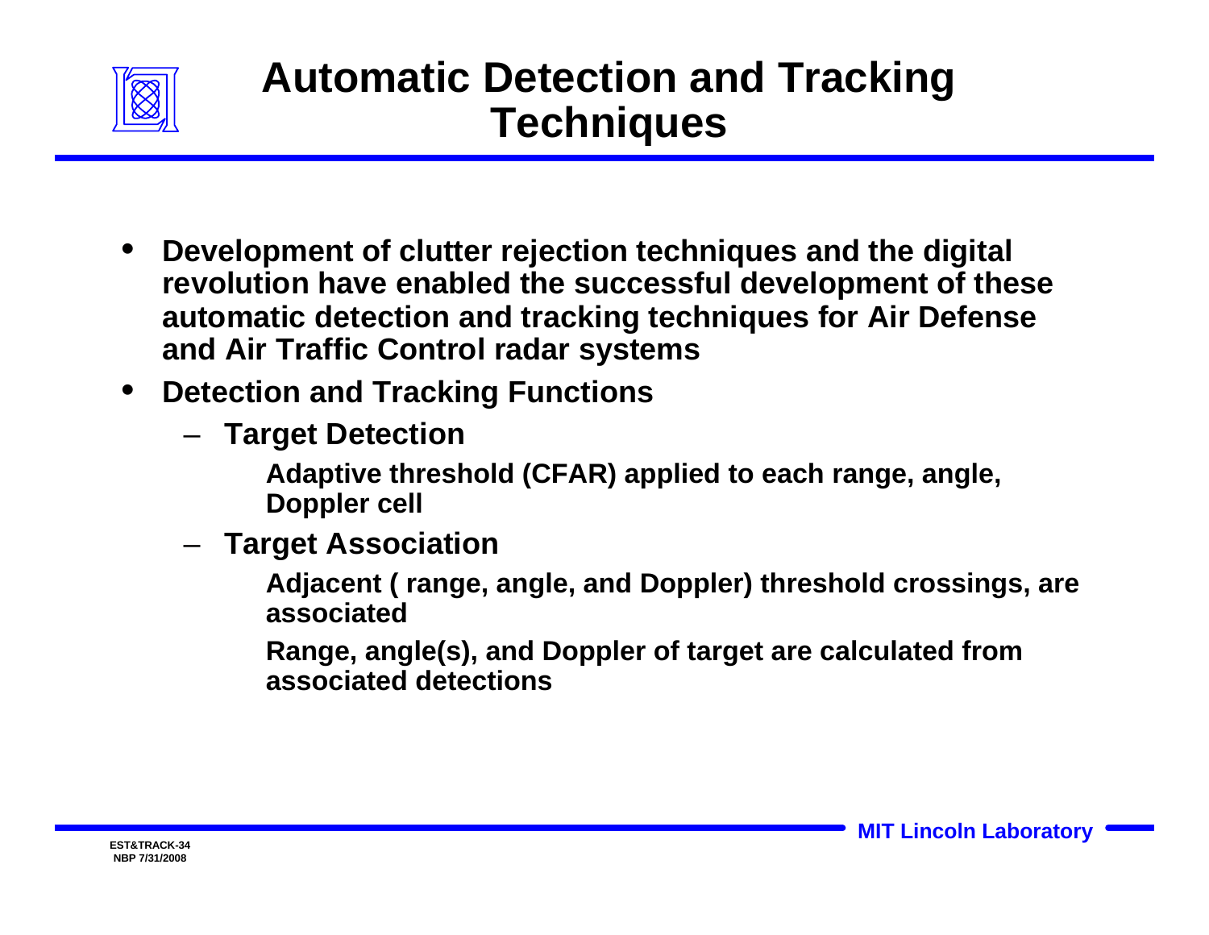# Automatic Detection and Tracking Techniques

- **Development of clutter rejection techniques and the digital revolution have enabled the successful development of these automatic detection and tracking techniques for Air Defense and Air Traffic Control radar systems**
- **Detection and Tracking Functions**
  - **Target Detection**

    **Adaptive threshold (CFAR) applied to each range, angle, Doppler cell**
  - **Target Association**

    **Adjacent ( range, angle, and Doppler) threshold crossings, are associated**

    **Range, angle(s), and Doppler of target are calculated from associated detections**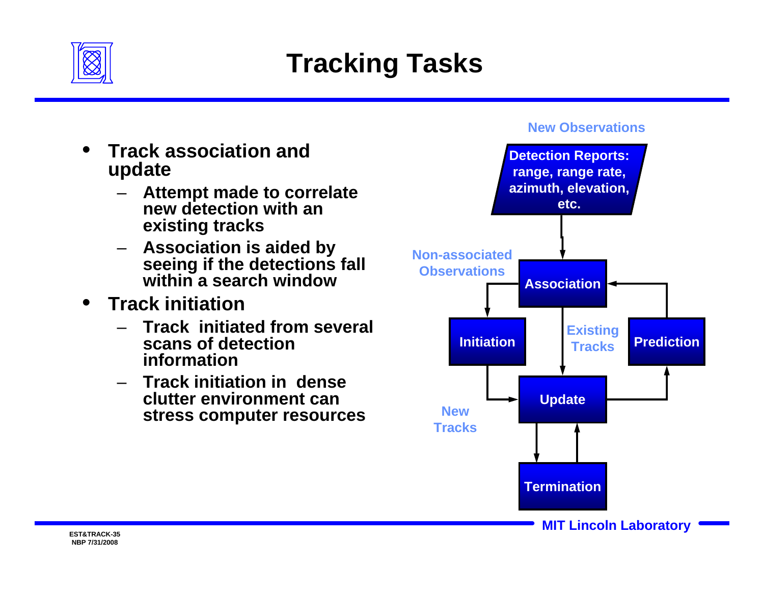# Tracking Tasks

- **Track association and update**
  - **Attempt made to correlate new detection with an existing tracks**
  - **Association is aided by seeing if the detections fall within a search window**
- **Track initiation**
  - **Track initiated from several scans of detection information**
  - **Track initiation in dense clutter environment can stress computer resources**

New Observations

Detection Reports: range, range rate, azimuth, elevation, etc.

Non-associated Observations

Association

Initiation

Existing Tracks

Prediction

Update

New Tracks

Termination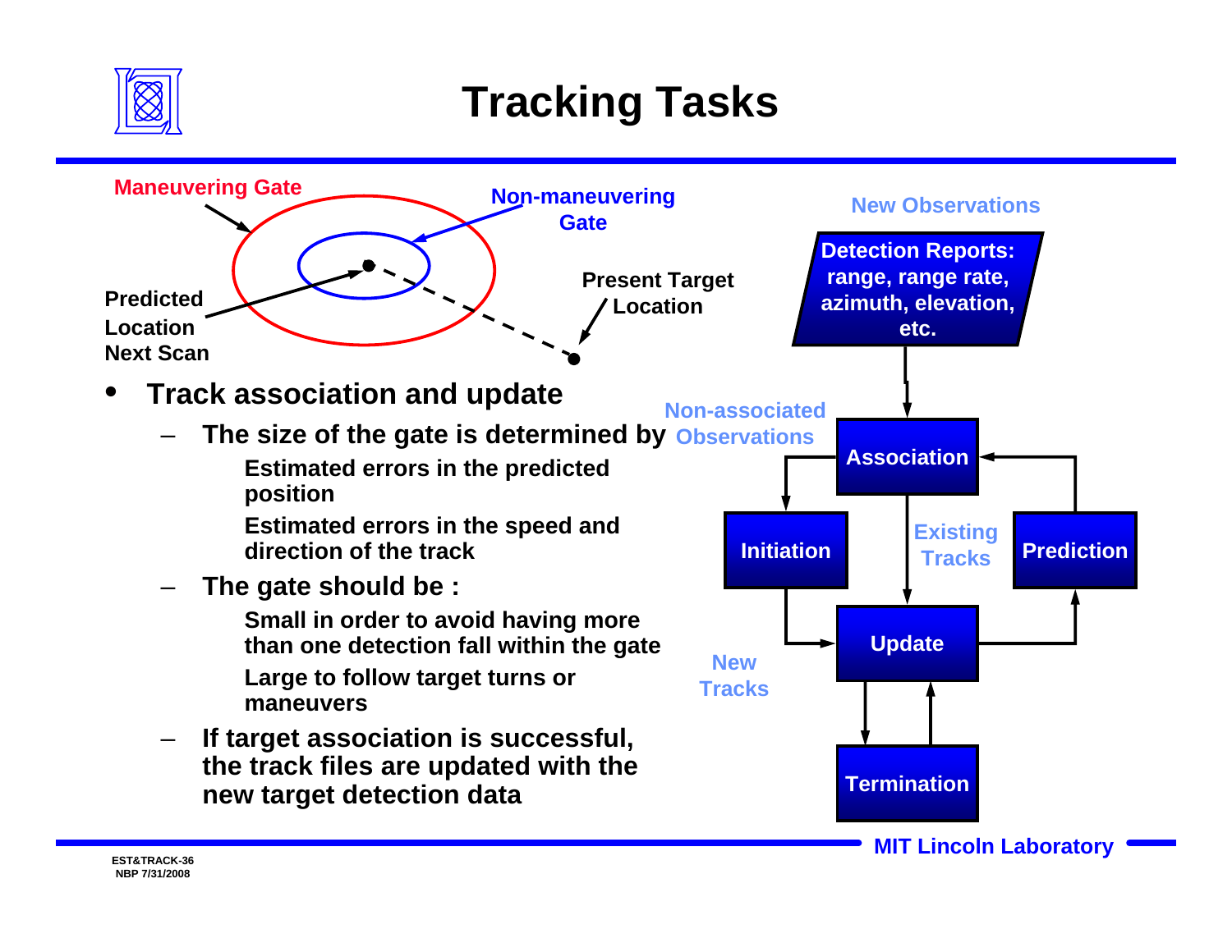# Tracking Tasks

Maneuvering Gate

Non-maneuvering Gate

Predicted Location Next Scan

Present Target Location

- **Track association and update**
  - **The size of the gate is determined by**
    - **Estimated errors in the predicted position**
    - **Estimated errors in the speed and direction of the track**
  - **The gate should be :**
    - **Small in order to avoid having more than one detection fall within the gate**
    - **Large to follow target turns or maneuvers**
  - **If target association is successful, the track files are updated with the new target detection data**

New Observations

Detection Reports: range, range rate, azimuth, elevation, etc.

Non-associated Observations

Association

Initiation

Existing Tracks

Prediction

New Tracks

Update

Termination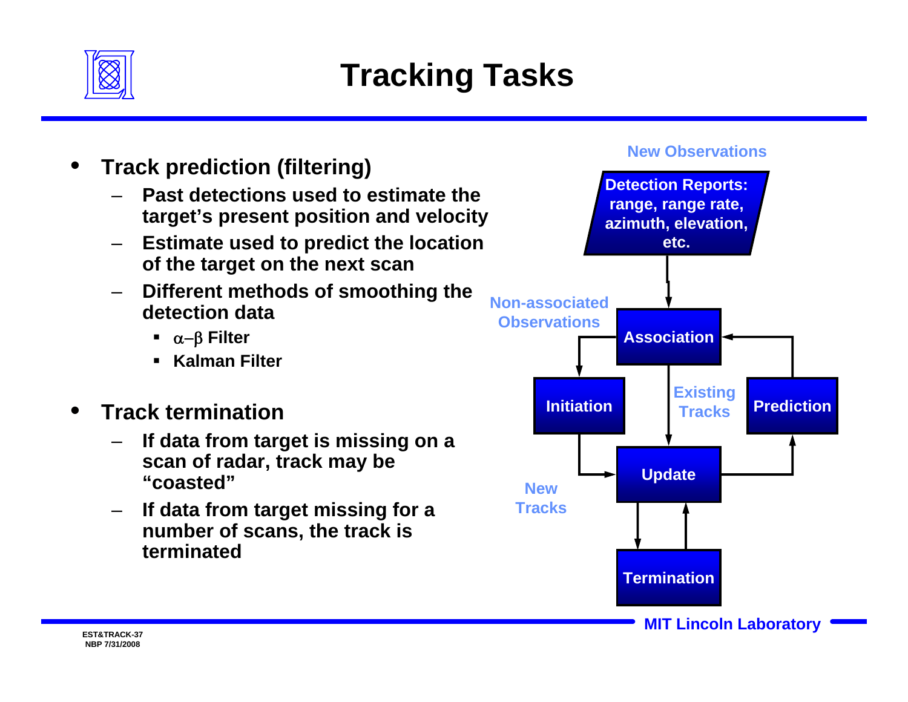# Tracking Tasks

- **Track prediction (filtering)**
  - **Past detections used to estimate the target's present position and velocity**
  - **Estimate used to predict the location of the target on the next scan**
  - **Different methods of smoothing the detection data**
    - **$\alpha$–$\beta$ Filter**
    - **Kalman Filter**

- **Track termination**
  - **If data from target is missing on a scan of radar, track may be "coasted"**
  - **If data from target missing for a number of scans, the track is terminated**

New Observations

Detection Reports: range, range rate, azimuth, elevation, etc.

Association

Non-associated Observations

Initiation

Existing Tracks

Prediction

New Tracks

Update

Termination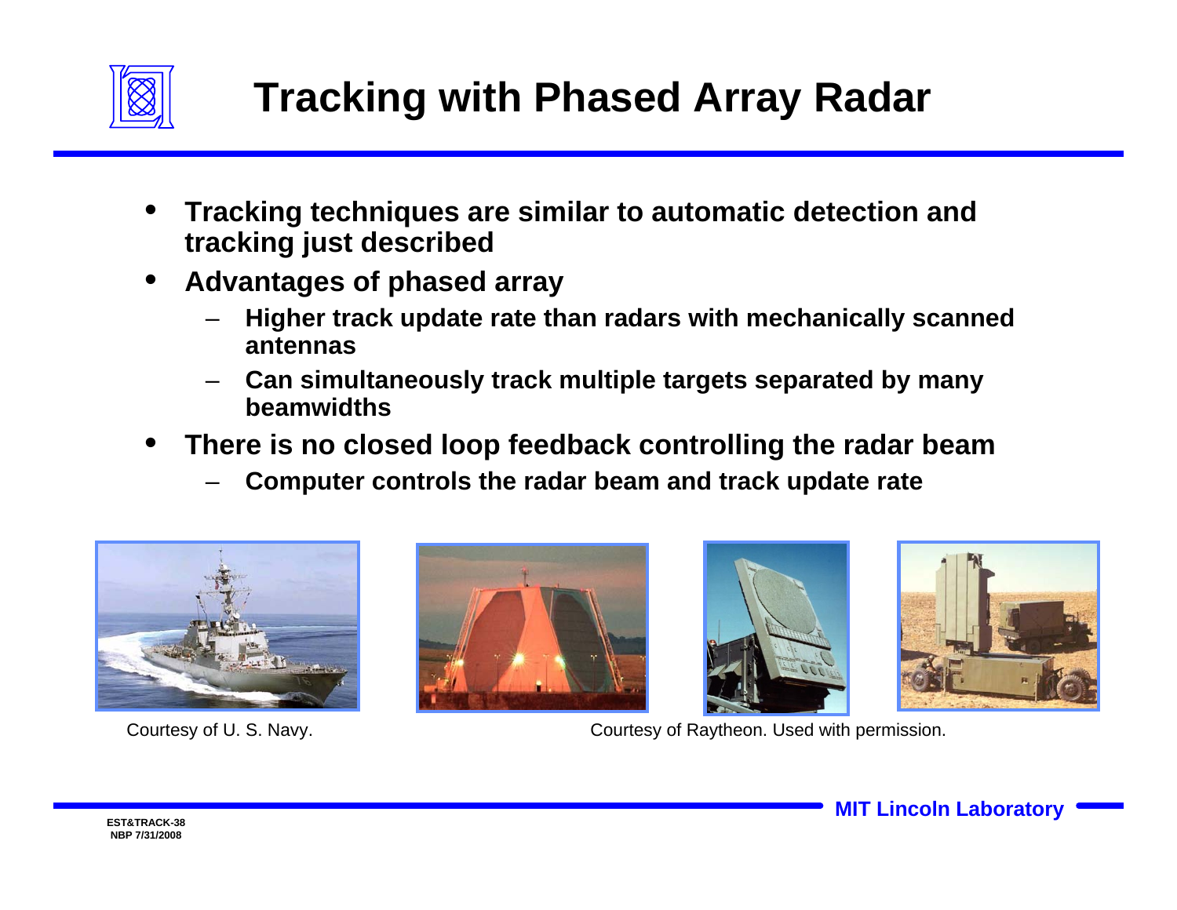# Tracking with Phased Array Radar

- Tracking techniques are similar to automatic detection and tracking just described
- Advantages of phased array
  - Higher track update rate than radars with mechanically scanned antennas
  - Can simultaneously track multiple targets separated by many beamwidths
- There is no closed loop feedback controlling the radar beam
  - Computer controls the radar beam and track update rate

Courtesy of U. S. Navy.

Courtesy of Raytheon. Used with permission.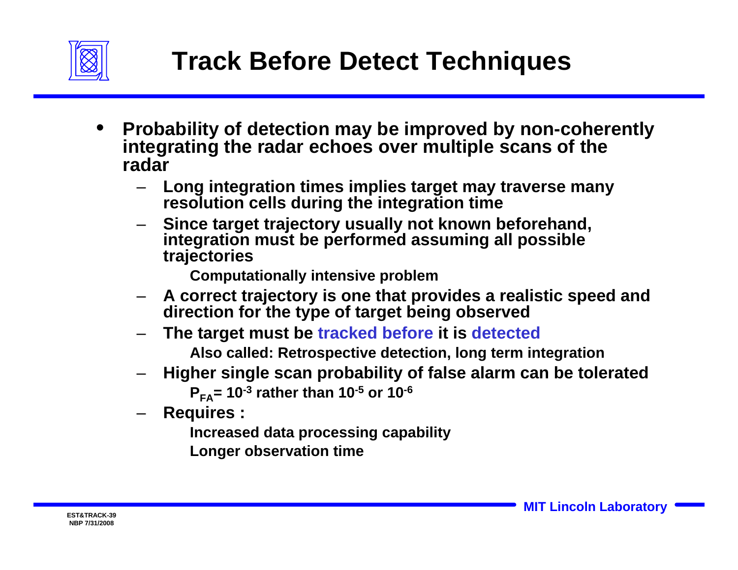# Track Before Detect Techniques

- **Probability of detection may be improved by non-coherently integrating the radar echoes over multiple scans of the radar**
  - **Long integration times implies target may traverse many resolution cells during the integration time**
  - **Since target trajectory usually not known beforehand, integration must be performed assuming all possible trajectories**
    - **Computationally intensive problem**
  - **A correct trajectory is one that provides a realistic speed and direction for the type of target being observed**
  - **The target must be tracked before it is detected**
    - **Also called: Retrospective detection, long term integration**
  - **Higher single scan probability of false alarm can be tolerated**
    - $P_{FA} = 10^{-3}$ **rather than** $10^{-5}$ **or** $10^{-6}$
  - **Requires :**
    - **Increased data processing capability**
    - **Longer observation time**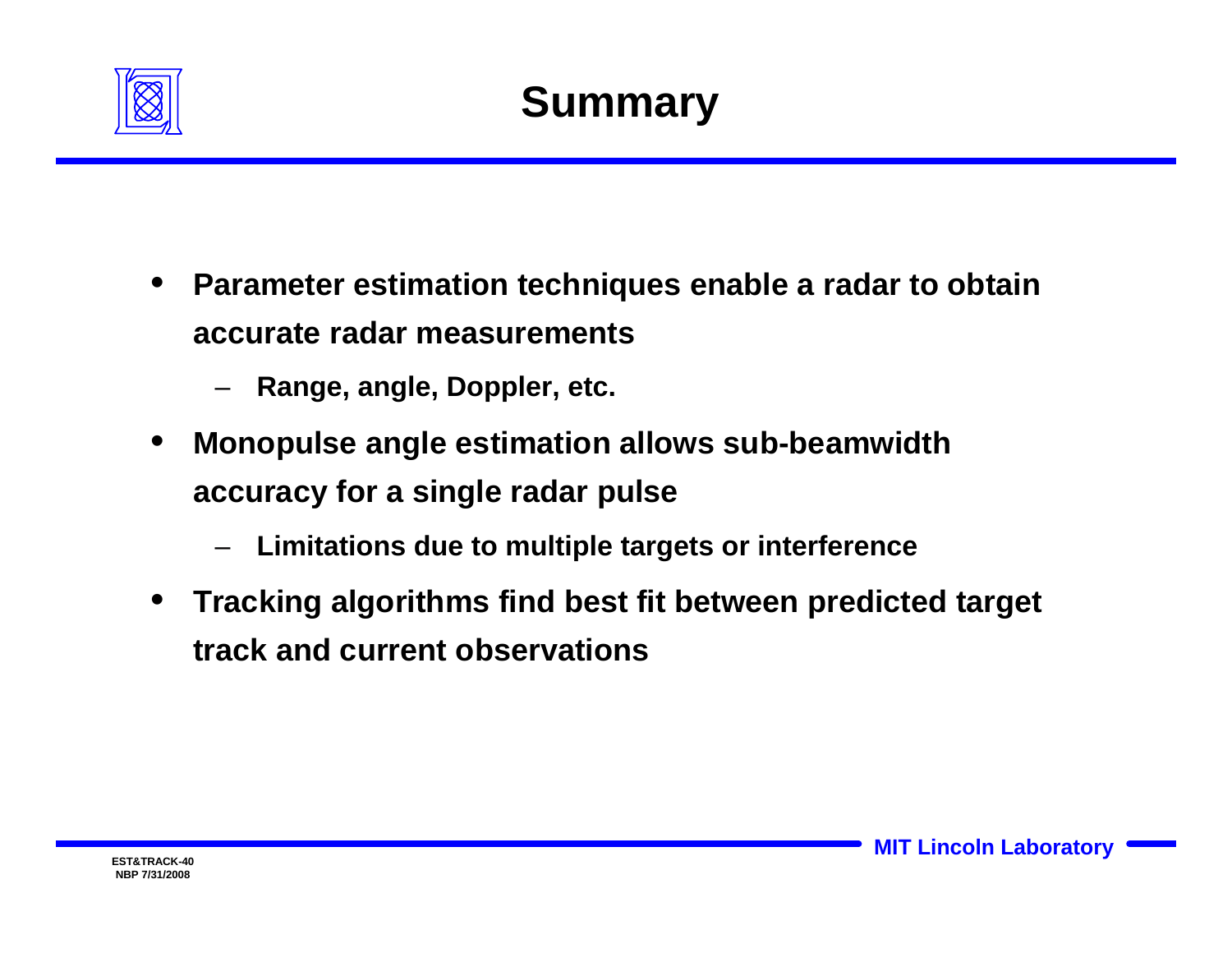# Summary

- Parameter estimation techniques enable a radar to obtain accurate radar measurements
  - Range, angle, Doppler, etc.
- Monopulse angle estimation allows sub-beamwidth accuracy for a single radar pulse
  - Limitations due to multiple targets or interference
- Tracking algorithms find best fit between predicted target track and current observations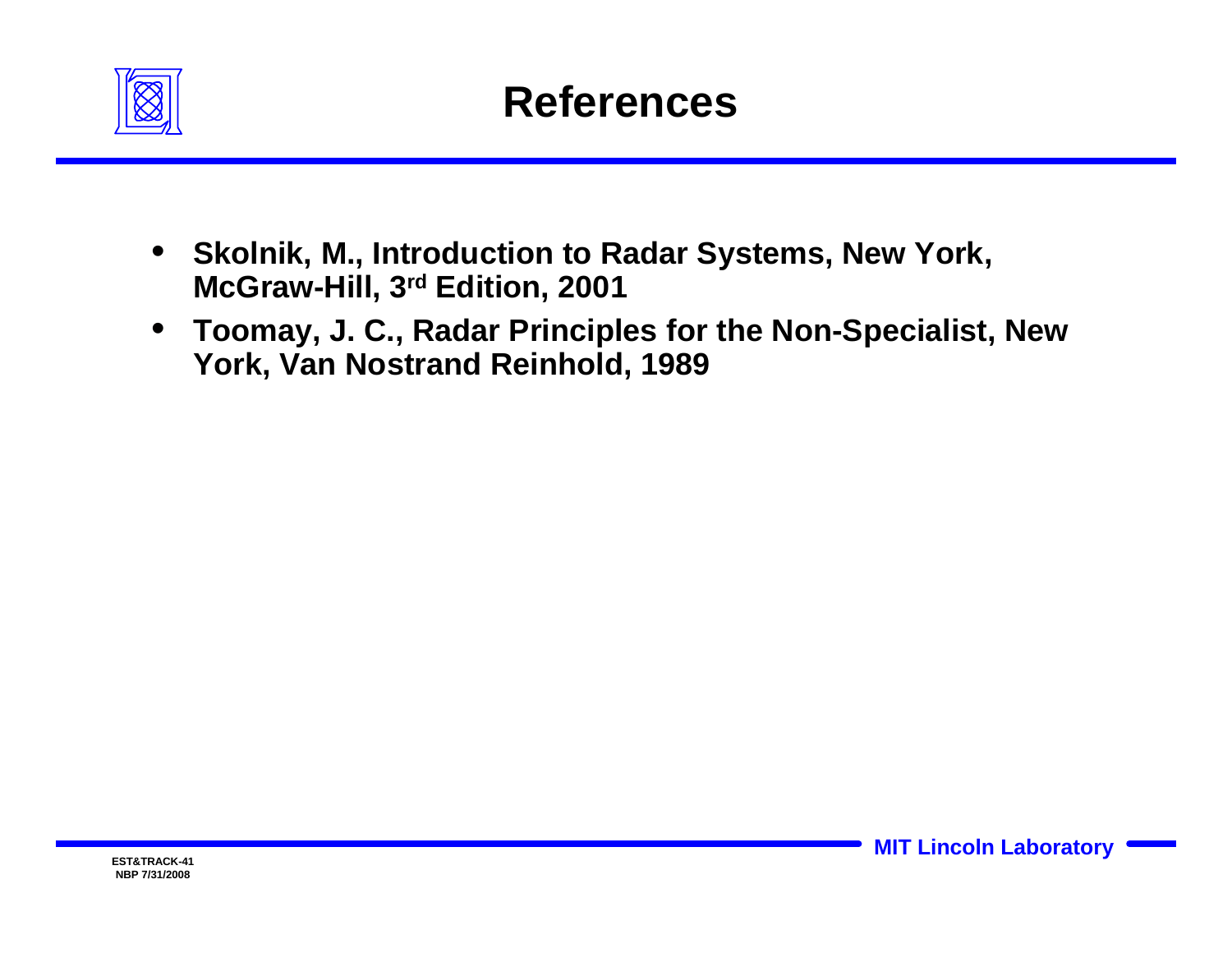# References

- **Skolnik, M., Introduction to Radar Systems, New York, McGraw-Hill, 3rd Edition, 2001**
- **Toomay, J. C., Radar Principles for the Non-Specialist, New York, Van Nostrand Reinhold, 1989**